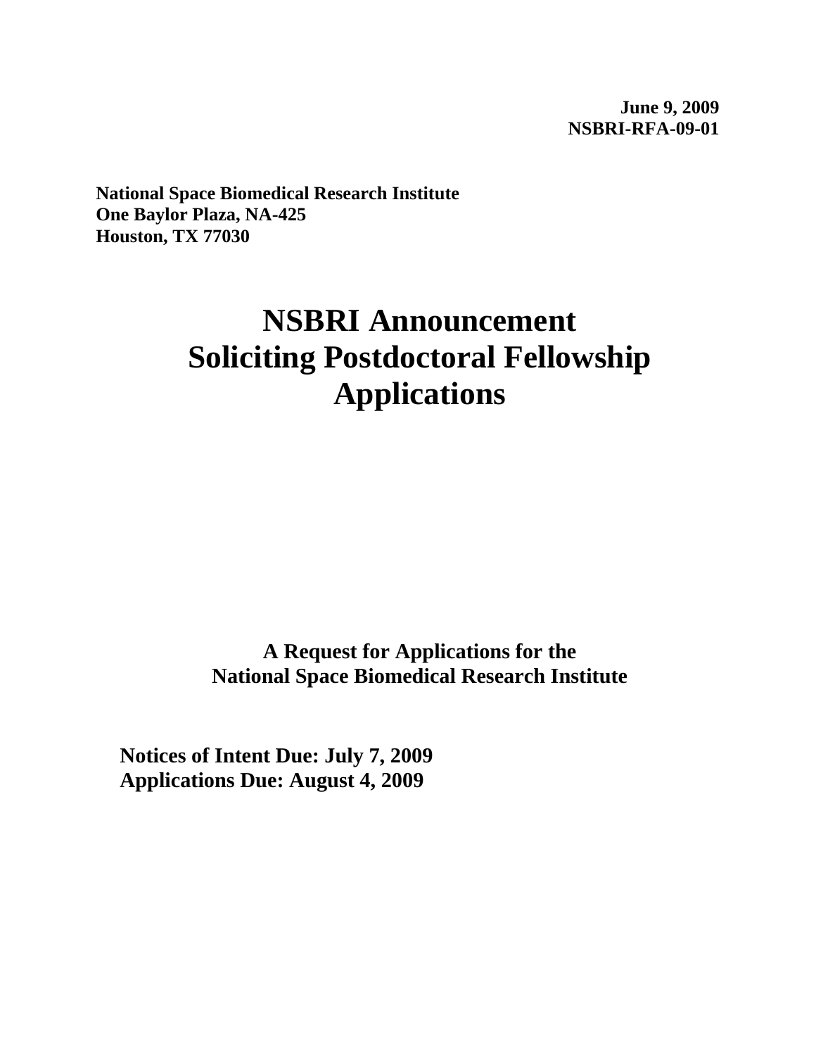**June 9, 2009**
**NSBRI-RFA-09-01**

**National Space Biomedical Research Institute**
**One Baylor Plaza, NA-425**
**Houston, TX 77030**

# NSBRI Announcement Soliciting Postdoctoral Fellowship Applications

**A Request for Applications for the National Space Biomedical Research Institute**

**Notices of Intent Due: July 7, 2009**
**Applications Due: August 4, 2009**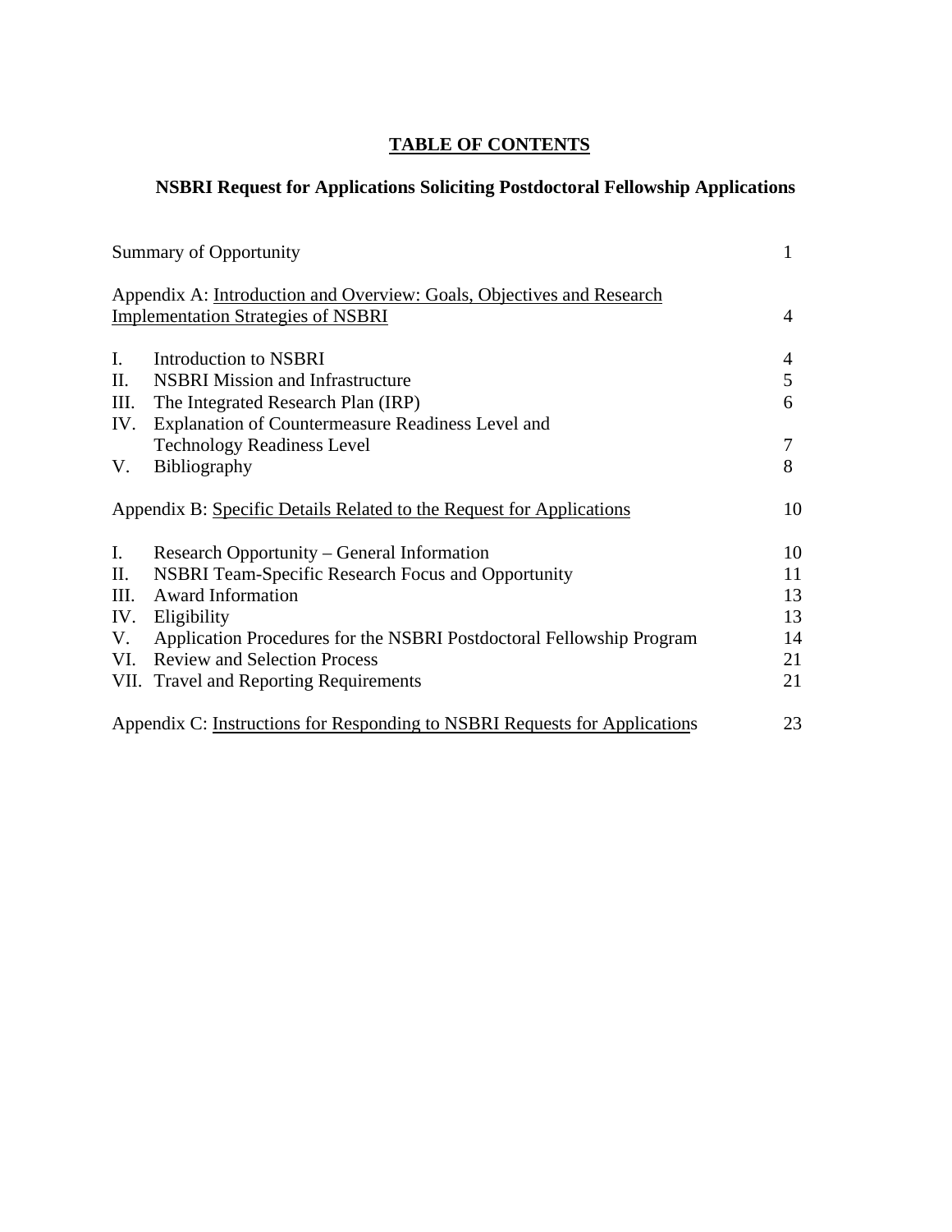# TABLE OF CONTENTS

## NSBRI Request for Applications Soliciting Postdoctoral Fellowship Applications

| | |
|---|---|
| Summary of Opportunity | 1 |
| Appendix A: Introduction and Overview: Goals, Objectives and Research Implementation Strategies of NSBRI | 4 |
| I. Introduction to NSBRI | 4 |
| II. NSBRI Mission and Infrastructure | 5 |
| III. The Integrated Research Plan (IRP) | 6 |
| IV. Explanation of Countermeasure Readiness Level and Technology Readiness Level | 7 |
| V. Bibliography | 8 |
| Appendix B: Specific Details Related to the Request for Applications | 10 |
| I. Research Opportunity – General Information | 10 |
| II. NSBRI Team-Specific Research Focus and Opportunity | 11 |
| III. Award Information | 13 |
| IV. Eligibility | 13 |
| V. Application Procedures for the NSBRI Postdoctoral Fellowship Program | 14 |
| VI. Review and Selection Process | 21 |
| VII. Travel and Reporting Requirements | 21 |
| Appendix C: Instructions for Responding to NSBRI Requests for Applications | 23 |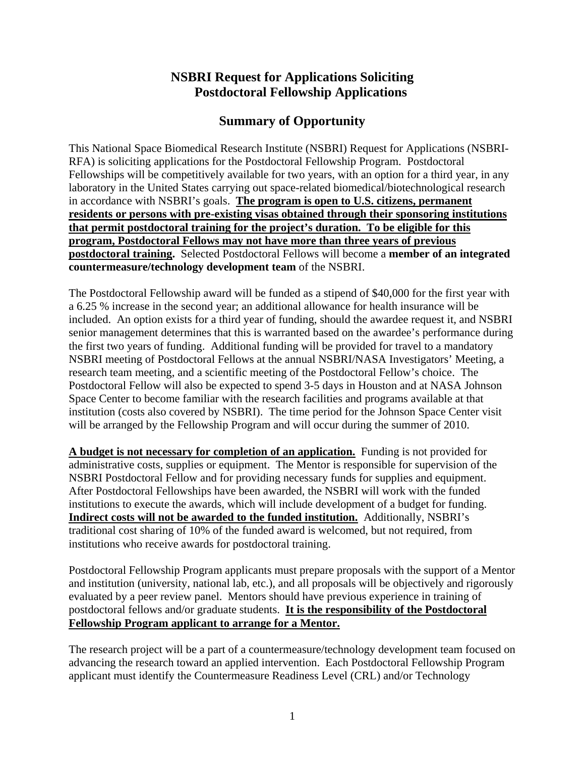# NSBRI Request for Applications Soliciting Postdoctoral Fellowship Applications

## Summary of Opportunity

This National Space Biomedical Research Institute (NSBRI) Request for Applications (NSBRI-RFA) is soliciting applications for the Postdoctoral Fellowship Program. Postdoctoral Fellowships will be competitively available for two years, with an option for a third year, in any laboratory in the United States carrying out space-related biomedical/biotechnological research in accordance with NSBRI's goals. **The program is open to U.S. citizens, permanent residents or persons with pre-existing visas obtained through their sponsoring institutions that permit postdoctoral training for the project's duration. To be eligible for this program, Postdoctoral Fellows may not have more than three years of previous postdoctoral training.** Selected Postdoctoral Fellows will become a **member of an integrated countermeasure/technology development team** of the NSBRI.

The Postdoctoral Fellowship award will be funded as a stipend of $40,000 for the first year with a 6.25 % increase in the second year; an additional allowance for health insurance will be included. An option exists for a third year of funding, should the awardee request it, and NSBRI senior management determines that this is warranted based on the awardee's performance during the first two years of funding. Additional funding will be provided for travel to a mandatory NSBRI meeting of Postdoctoral Fellows at the annual NSBRI/NASA Investigators' Meeting, a research team meeting, and a scientific meeting of the Postdoctoral Fellow's choice. The Postdoctoral Fellow will also be expected to spend 3-5 days in Houston and at NASA Johnson Space Center to become familiar with the research facilities and programs available at that institution (costs also covered by NSBRI). The time period for the Johnson Space Center visit will be arranged by the Fellowship Program and will occur during the summer of 2010.

**A budget is not necessary for completion of an application.** Funding is not provided for administrative costs, supplies or equipment. The Mentor is responsible for supervision of the NSBRI Postdoctoral Fellow and for providing necessary funds for supplies and equipment. After Postdoctoral Fellowships have been awarded, the NSBRI will work with the funded institutions to execute the awards, which will include development of a budget for funding. **Indirect costs will not be awarded to the funded institution.** Additionally, NSBRI's traditional cost sharing of 10% of the funded award is welcomed, but not required, from institutions who receive awards for postdoctoral training.

Postdoctoral Fellowship Program applicants must prepare proposals with the support of a Mentor and institution (university, national lab, etc.), and all proposals will be objectively and rigorously evaluated by a peer review panel. Mentors should have previous experience in training of postdoctoral fellows and/or graduate students. **It is the responsibility of the Postdoctoral Fellowship Program applicant to arrange for a Mentor.**

The research project will be a part of a countermeasure/technology development team focused on advancing the research toward an applied intervention. Each Postdoctoral Fellowship Program applicant must identify the Countermeasure Readiness Level (CRL) and/or Technology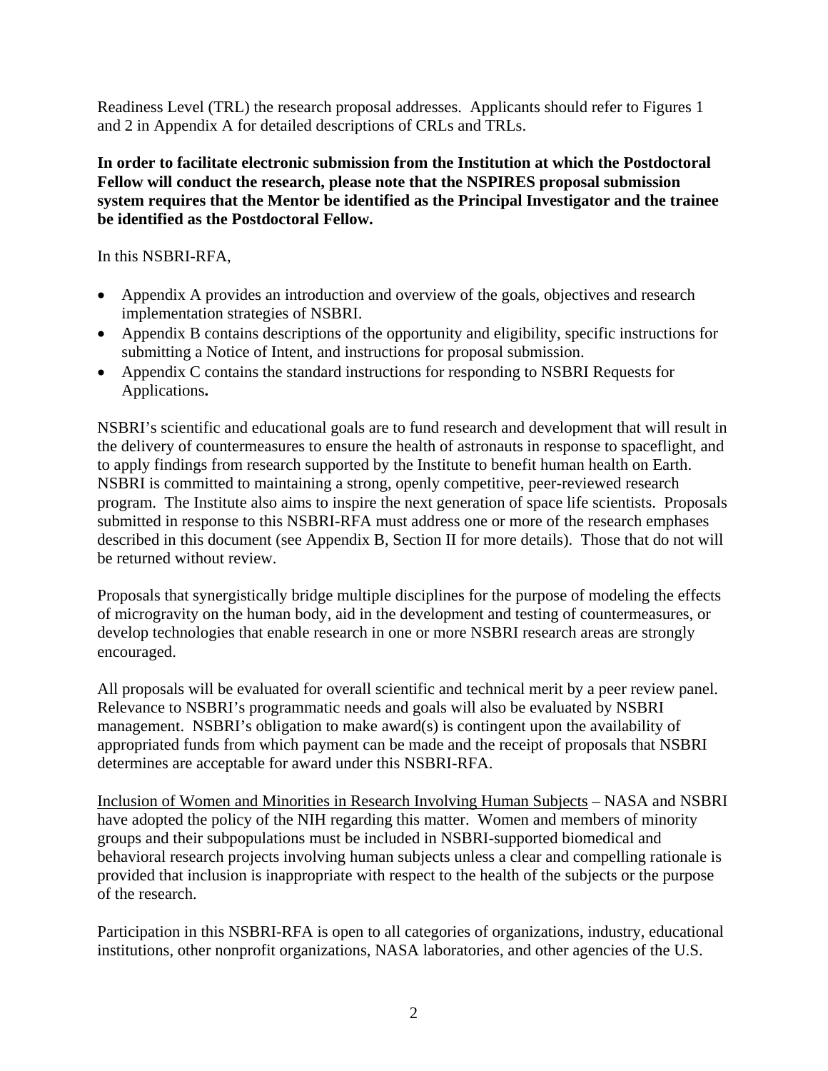Readiness Level (TRL) the research proposal addresses. Applicants should refer to Figures 1 and 2 in Appendix A for detailed descriptions of CRLs and TRLs.

**In order to facilitate electronic submission from the Institution at which the Postdoctoral Fellow will conduct the research, please note that the NSPIRES proposal submission system requires that the Mentor be identified as the Principal Investigator and the trainee be identified as the Postdoctoral Fellow.**

In this NSBRI-RFA,

- Appendix A provides an introduction and overview of the goals, objectives and research implementation strategies of NSBRI.
- Appendix B contains descriptions of the opportunity and eligibility, specific instructions for submitting a Notice of Intent, and instructions for proposal submission.
- Appendix C contains the standard instructions for responding to NSBRI Requests for Applications**.**

NSBRI's scientific and educational goals are to fund research and development that will result in the delivery of countermeasures to ensure the health of astronauts in response to spaceflight, and to apply findings from research supported by the Institute to benefit human health on Earth. NSBRI is committed to maintaining a strong, openly competitive, peer-reviewed research program. The Institute also aims to inspire the next generation of space life scientists. Proposals submitted in response to this NSBRI-RFA must address one or more of the research emphases described in this document (see Appendix B, Section II for more details). Those that do not will be returned without review.

Proposals that synergistically bridge multiple disciplines for the purpose of modeling the effects of microgravity on the human body, aid in the development and testing of countermeasures, or develop technologies that enable research in one or more NSBRI research areas are strongly encouraged.

All proposals will be evaluated for overall scientific and technical merit by a peer review panel. Relevance to NSBRI's programmatic needs and goals will also be evaluated by NSBRI management. NSBRI's obligation to make award(s) is contingent upon the availability of appropriated funds from which payment can be made and the receipt of proposals that NSBRI determines are acceptable for award under this NSBRI-RFA.

Inclusion of Women and Minorities in Research Involving Human Subjects – NASA and NSBRI have adopted the policy of the NIH regarding this matter. Women and members of minority groups and their subpopulations must be included in NSBRI-supported biomedical and behavioral research projects involving human subjects unless a clear and compelling rationale is provided that inclusion is inappropriate with respect to the health of the subjects or the purpose of the research.

Participation in this NSBRI-RFA is open to all categories of organizations, industry, educational institutions, other nonprofit organizations, NASA laboratories, and other agencies of the U.S.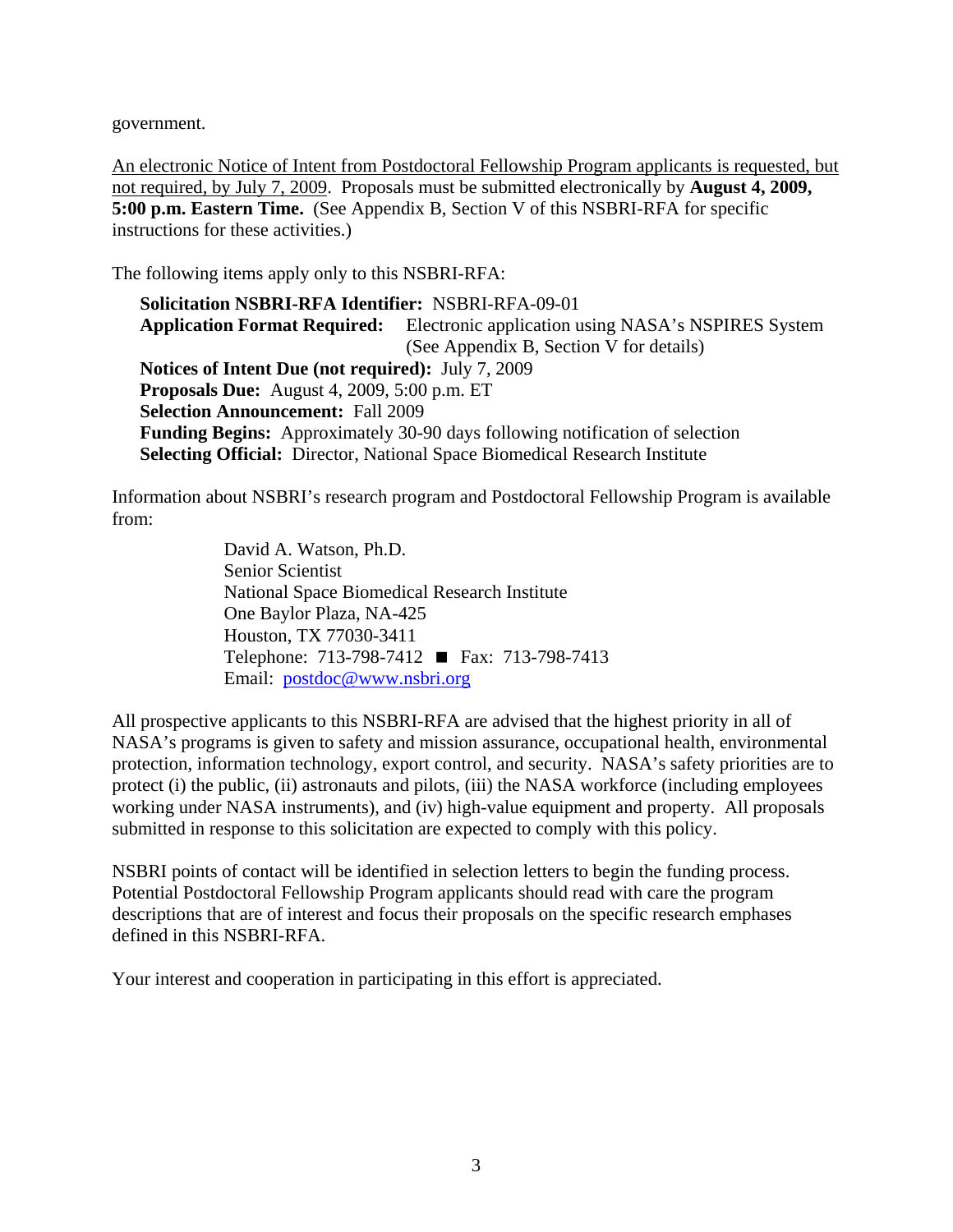government.

An electronic Notice of Intent from Postdoctoral Fellowship Program applicants is requested, but not required, by July 7, 2009. Proposals must be submitted electronically by **August 4, 2009, 5:00 p.m. Eastern Time.** (See Appendix B, Section V of this NSBRI-RFA for specific instructions for these activities.)

The following items apply only to this NSBRI-RFA:

**Solicitation NSBRI-RFA Identifier:** NSBRI-RFA-09-01
**Application Format Required:** Electronic application using NASA's NSPIRES System (See Appendix B, Section V for details)
**Notices of Intent Due (not required):** July 7, 2009
**Proposals Due:** August 4, 2009, 5:00 p.m. ET
**Selection Announcement:** Fall 2009
**Funding Begins:** Approximately 30-90 days following notification of selection
**Selecting Official:** Director, National Space Biomedical Research Institute

Information about NSBRI's research program and Postdoctoral Fellowship Program is available from:

David A. Watson, Ph.D.
Senior Scientist
National Space Biomedical Research Institute
One Baylor Plaza, NA-425
Houston, TX 77030-3411
Telephone: 713-798-7412 ■ Fax: 713-798-7413
Email: postdoc@www.nsbri.org

All prospective applicants to this NSBRI-RFA are advised that the highest priority in all of NASA's programs is given to safety and mission assurance, occupational health, environmental protection, information technology, export control, and security. NASA's safety priorities are to protect (i) the public, (ii) astronauts and pilots, (iii) the NASA workforce (including employees working under NASA instruments), and (iv) high-value equipment and property. All proposals submitted in response to this solicitation are expected to comply with this policy.

NSBRI points of contact will be identified in selection letters to begin the funding process. Potential Postdoctoral Fellowship Program applicants should read with care the program descriptions that are of interest and focus their proposals on the specific research emphases defined in this NSBRI-RFA.

Your interest and cooperation in participating in this effort is appreciated.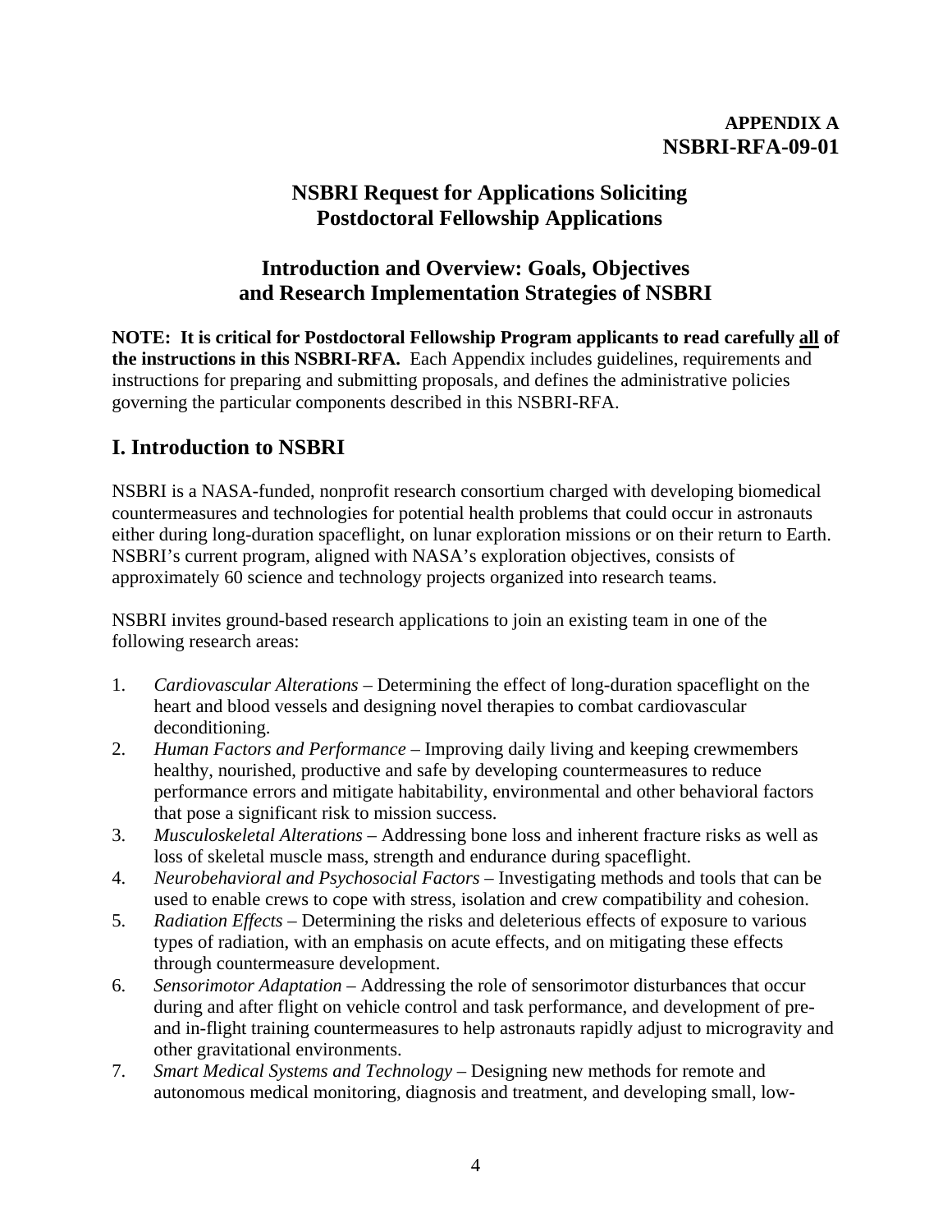**APPENDIX A**
**NSBRI-RFA-09-01**

## NSBRI Request for Applications Soliciting Postdoctoral Fellowship Applications

## Introduction and Overview: Goals, Objectives and Research Implementation Strategies of NSBRI

**NOTE: It is critical for Postdoctoral Fellowship Program applicants to read carefully <u>all</u> of the instructions in this NSBRI-RFA.** Each Appendix includes guidelines, requirements and instructions for preparing and submitting proposals, and defines the administrative policies governing the particular components described in this NSBRI-RFA.

## I. Introduction to NSBRI

NSBRI is a NASA-funded, nonprofit research consortium charged with developing biomedical countermeasures and technologies for potential health problems that could occur in astronauts either during long-duration spaceflight, on lunar exploration missions or on their return to Earth. NSBRI's current program, aligned with NASA's exploration objectives, consists of approximately 60 science and technology projects organized into research teams.

NSBRI invites ground-based research applications to join an existing team in one of the following research areas:

1. *Cardiovascular Alterations* – Determining the effect of long-duration spaceflight on the heart and blood vessels and designing novel therapies to combat cardiovascular deconditioning.
2. *Human Factors and Performance* – Improving daily living and keeping crewmembers healthy, nourished, productive and safe by developing countermeasures to reduce performance errors and mitigate habitability, environmental and other behavioral factors that pose a significant risk to mission success.
3. *Musculoskeletal Alterations* – Addressing bone loss and inherent fracture risks as well as loss of skeletal muscle mass, strength and endurance during spaceflight.
4. *Neurobehavioral and Psychosocial Factors* – Investigating methods and tools that can be used to enable crews to cope with stress, isolation and crew compatibility and cohesion.
5. *Radiation Effects* – Determining the risks and deleterious effects of exposure to various types of radiation, with an emphasis on acute effects, and on mitigating these effects through countermeasure development.
6. *Sensorimotor Adaptation* – Addressing the role of sensorimotor disturbances that occur during and after flight on vehicle control and task performance, and development of pre- and in-flight training countermeasures to help astronauts rapidly adjust to microgravity and other gravitational environments.
7. *Smart Medical Systems and Technology* – Designing new methods for remote and autonomous medical monitoring, diagnosis and treatment, and developing small, low-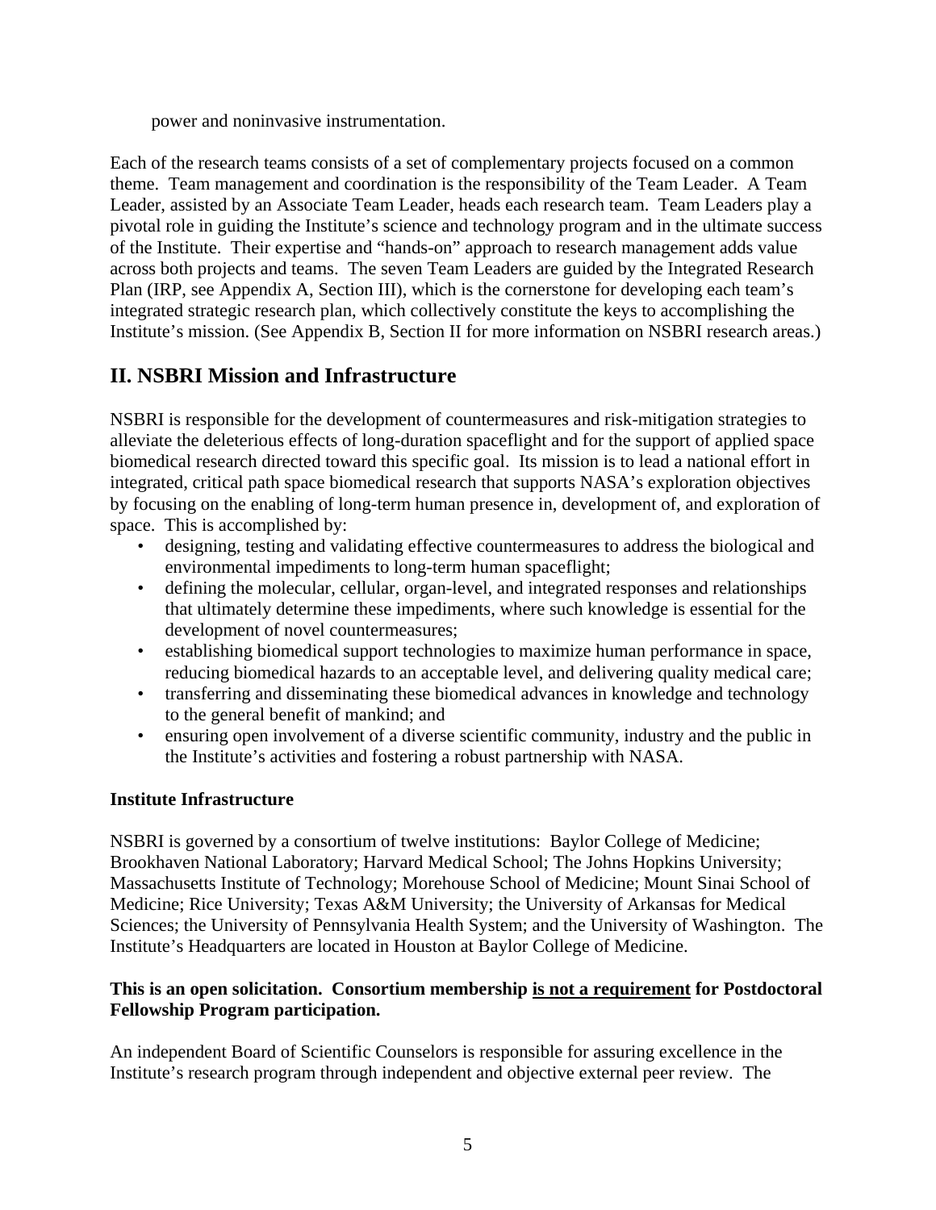power and noninvasive instrumentation.

Each of the research teams consists of a set of complementary projects focused on a common theme. Team management and coordination is the responsibility of the Team Leader. A Team Leader, assisted by an Associate Team Leader, heads each research team. Team Leaders play a pivotal role in guiding the Institute's science and technology program and in the ultimate success of the Institute. Their expertise and "hands-on" approach to research management adds value across both projects and teams. The seven Team Leaders are guided by the Integrated Research Plan (IRP, see Appendix A, Section III), which is the cornerstone for developing each team's integrated strategic research plan, which collectively constitute the keys to accomplishing the Institute's mission. (See Appendix B, Section II for more information on NSBRI research areas.)

## II. NSBRI Mission and Infrastructure

NSBRI is responsible for the development of countermeasures and risk-mitigation strategies to alleviate the deleterious effects of long-duration spaceflight and for the support of applied space biomedical research directed toward this specific goal. Its mission is to lead a national effort in integrated, critical path space biomedical research that supports NASA's exploration objectives by focusing on the enabling of long-term human presence in, development of, and exploration of space. This is accomplished by:

- designing, testing and validating effective countermeasures to address the biological and environmental impediments to long-term human spaceflight;
- defining the molecular, cellular, organ-level, and integrated responses and relationships that ultimately determine these impediments, where such knowledge is essential for the development of novel countermeasures;
- establishing biomedical support technologies to maximize human performance in space, reducing biomedical hazards to an acceptable level, and delivering quality medical care;
- transferring and disseminating these biomedical advances in knowledge and technology to the general benefit of mankind; and
- ensuring open involvement of a diverse scientific community, industry and the public in the Institute's activities and fostering a robust partnership with NASA.

**Institute Infrastructure**

NSBRI is governed by a consortium of twelve institutions: Baylor College of Medicine; Brookhaven National Laboratory; Harvard Medical School; The Johns Hopkins University; Massachusetts Institute of Technology; Morehouse School of Medicine; Mount Sinai School of Medicine; Rice University; Texas A&M University; the University of Arkansas for Medical Sciences; the University of Pennsylvania Health System; and the University of Washington. The Institute's Headquarters are located in Houston at Baylor College of Medicine.

**This is an open solicitation. Consortium membership is not a requirement for Postdoctoral Fellowship Program participation.**

An independent Board of Scientific Counselors is responsible for assuring excellence in the Institute's research program through independent and objective external peer review. The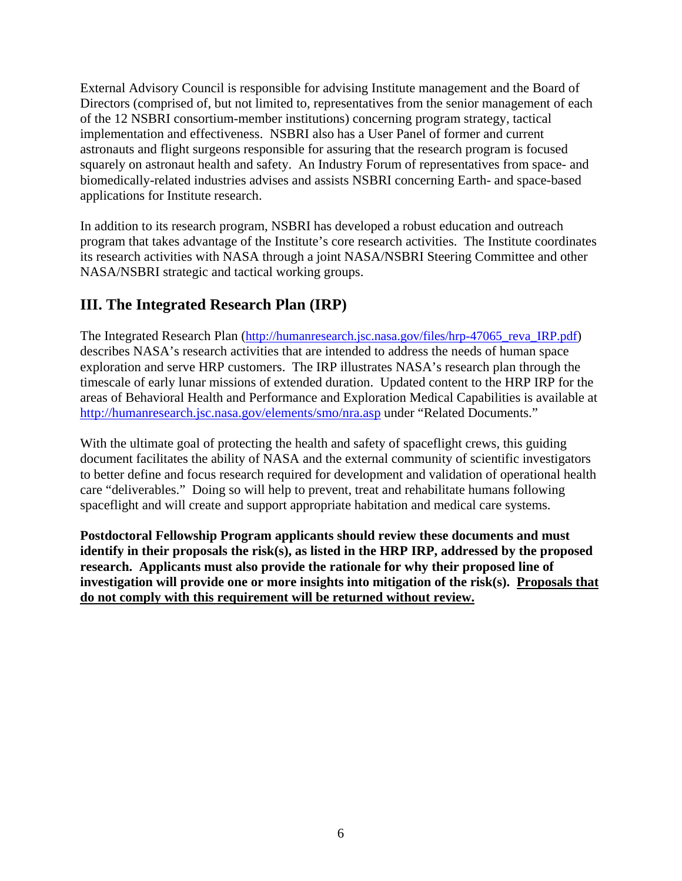External Advisory Council is responsible for advising Institute management and the Board of Directors (comprised of, but not limited to, representatives from the senior management of each of the 12 NSBRI consortium-member institutions) concerning program strategy, tactical implementation and effectiveness. NSBRI also has a User Panel of former and current astronauts and flight surgeons responsible for assuring that the research program is focused squarely on astronaut health and safety. An Industry Forum of representatives from space- and biomedically-related industries advises and assists NSBRI concerning Earth- and space-based applications for Institute research.

In addition to its research program, NSBRI has developed a robust education and outreach program that takes advantage of the Institute's core research activities. The Institute coordinates its research activities with NASA through a joint NASA/NSBRI Steering Committee and other NASA/NSBRI strategic and tactical working groups.

## III. The Integrated Research Plan (IRP)

The Integrated Research Plan (http://humanresearch.jsc.nasa.gov/files/hrp-47065_reva_IRP.pdf) describes NASA's research activities that are intended to address the needs of human space exploration and serve HRP customers. The IRP illustrates NASA's research plan through the timescale of early lunar missions of extended duration. Updated content to the HRP IRP for the areas of Behavioral Health and Performance and Exploration Medical Capabilities is available at http://humanresearch.jsc.nasa.gov/elements/smo/nra.asp under "Related Documents."

With the ultimate goal of protecting the health and safety of spaceflight crews, this guiding document facilitates the ability of NASA and the external community of scientific investigators to better define and focus research required for development and validation of operational health care "deliverables." Doing so will help to prevent, treat and rehabilitate humans following spaceflight and will create and support appropriate habitation and medical care systems.

**Postdoctoral Fellowship Program applicants should review these documents and must identify in their proposals the risk(s), as listed in the HRP IRP, addressed by the proposed research. Applicants must also provide the rationale for why their proposed line of investigation will provide one or more insights into mitigation of the risk(s). <u>Proposals that do not comply with this requirement will be returned without review.</u>**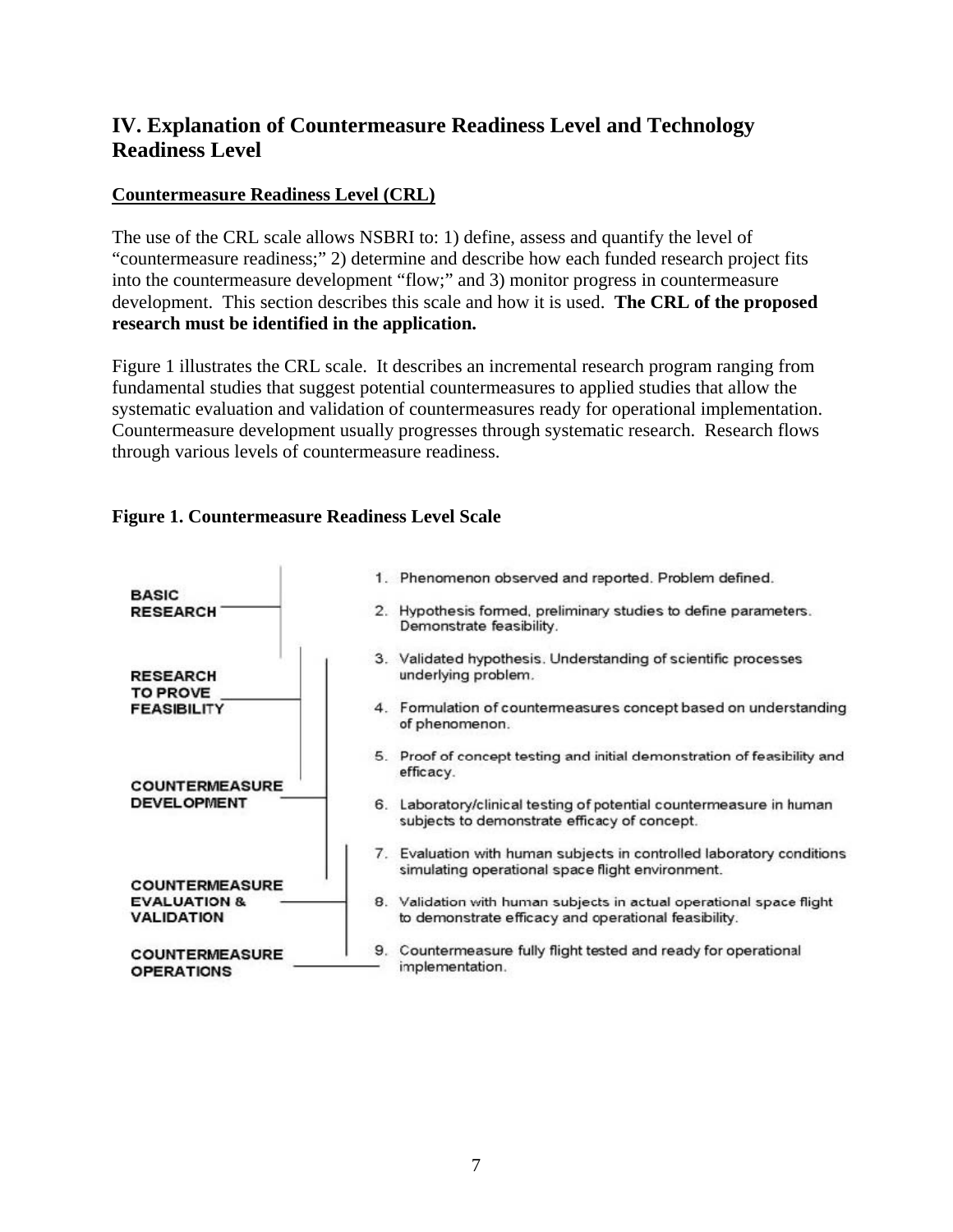## IV. Explanation of Countermeasure Readiness Level and Technology Readiness Level

**Countermeasure Readiness Level (CRL)**

The use of the CRL scale allows NSBRI to: 1) define, assess and quantify the level of "countermeasure readiness;" 2) determine and describe how each funded research project fits into the countermeasure development "flow;" and 3) monitor progress in countermeasure development. This section describes this scale and how it is used. **The CRL of the proposed research must be identified in the application.**

Figure 1 illustrates the CRL scale. It describes an incremental research program ranging from fundamental studies that suggest potential countermeasures to applied studies that allow the systematic evaluation and validation of countermeasures ready for operational implementation. Countermeasure development usually progresses through systematic research. Research flows through various levels of countermeasure readiness.

**Figure 1. Countermeasure Readiness Level Scale**

**BASIC RESEARCH**

1. Phenomenon observed and reported. Problem defined.
2. Hypothesis formed, preliminary studies to define parameters. Demonstrate feasibility.

**RESEARCH TO PROVE FEASIBILITY**

3. Validated hypothesis. Understanding of scientific processes underlying problem.
4. Formulation of countermeasures concept based on understanding of phenomenon.

**COUNTERMEASURE DEVELOPMENT**

5. Proof of concept testing and initial demonstration of feasibility and efficacy.
6. Laboratory/clinical testing of potential countermeasure in human subjects to demonstrate efficacy of concept.

**COUNTERMEASURE EVALUATION & VALIDATION**

7. Evaluation with human subjects in controlled laboratory conditions simulating operational space flight environment.
8. Validation with human subjects in actual operational space flight to demonstrate efficacy and operational feasibility.

**COUNTERMEASURE OPERATIONS**

9. Countermeasure fully flight tested and ready for operational implementation.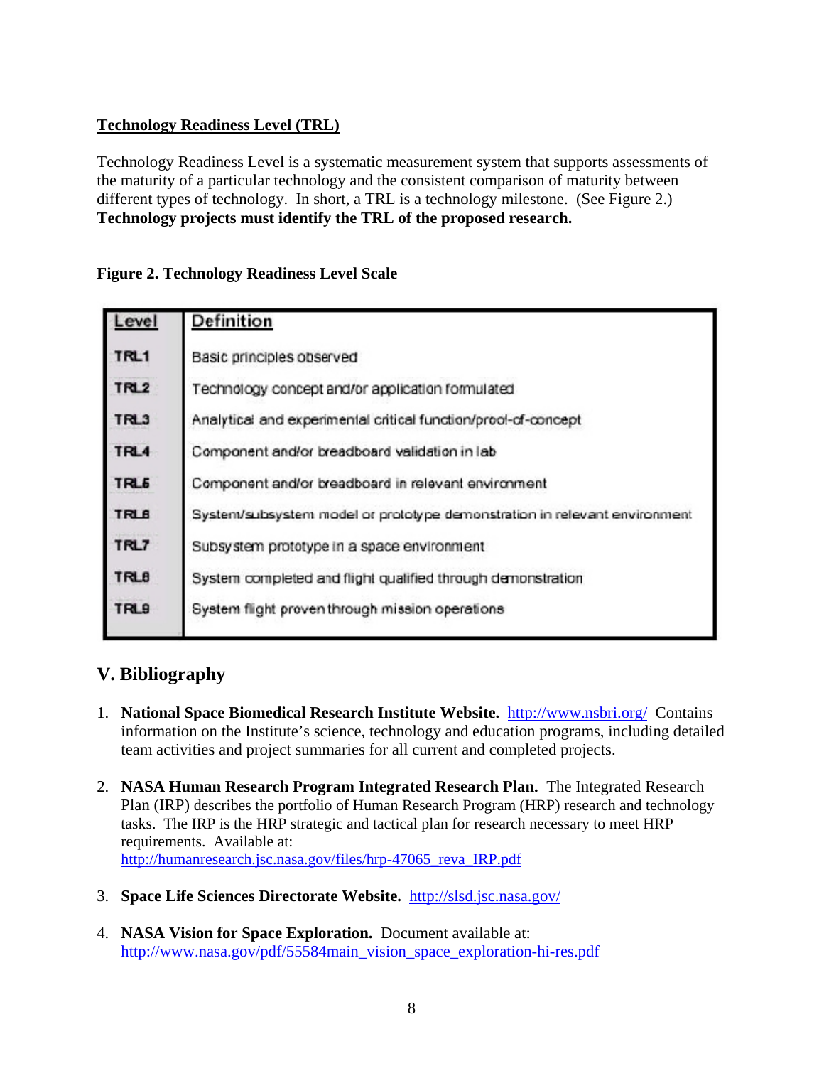**Technology Readiness Level (TRL)**

Technology Readiness Level is a systematic measurement system that supports assessments of the maturity of a particular technology and the consistent comparison of maturity between different types of technology. In short, a TRL is a technology milestone. (See Figure 2.) **Technology projects must identify the TRL of the proposed research.**

**Figure 2. Technology Readiness Level Scale**

| Level | Definition |
|---|---|
| TRL1 | Basic principles observed |
| TRL2 | Technology concept and/or application formulated |
| TRL3 | Analytical and experimental critical function/proof-of-concept |
| TRL4 | Component and/or breadboard validation in lab |
| TRL5 | Component and/or breadboard in relevant environment |
| TRL6 | System/subsystem model or prototype demonstration in relevant environment |
| TRL7 | Subsystem prototype in a space environment |
| TRL8 | System completed and flight qualified through demonstration |
| TRL9 | System flight proven through mission operations |

## V. Bibliography

1. **National Space Biomedical Research Institute Website.** http://www.nsbri.org/ Contains information on the Institute's science, technology and education programs, including detailed team activities and project summaries for all current and completed projects.

2. **NASA Human Research Program Integrated Research Plan.** The Integrated Research Plan (IRP) describes the portfolio of Human Research Program (HRP) research and technology tasks. The IRP is the HRP strategic and tactical plan for research necessary to meet HRP requirements. Available at: http://humanresearch.jsc.nasa.gov/files/hrp-47065_reva_IRP.pdf

3. **Space Life Sciences Directorate Website.** http://slsd.jsc.nasa.gov/

4. **NASA Vision for Space Exploration.** Document available at: http://www.nasa.gov/pdf/55584main_vision_space_exploration-hi-res.pdf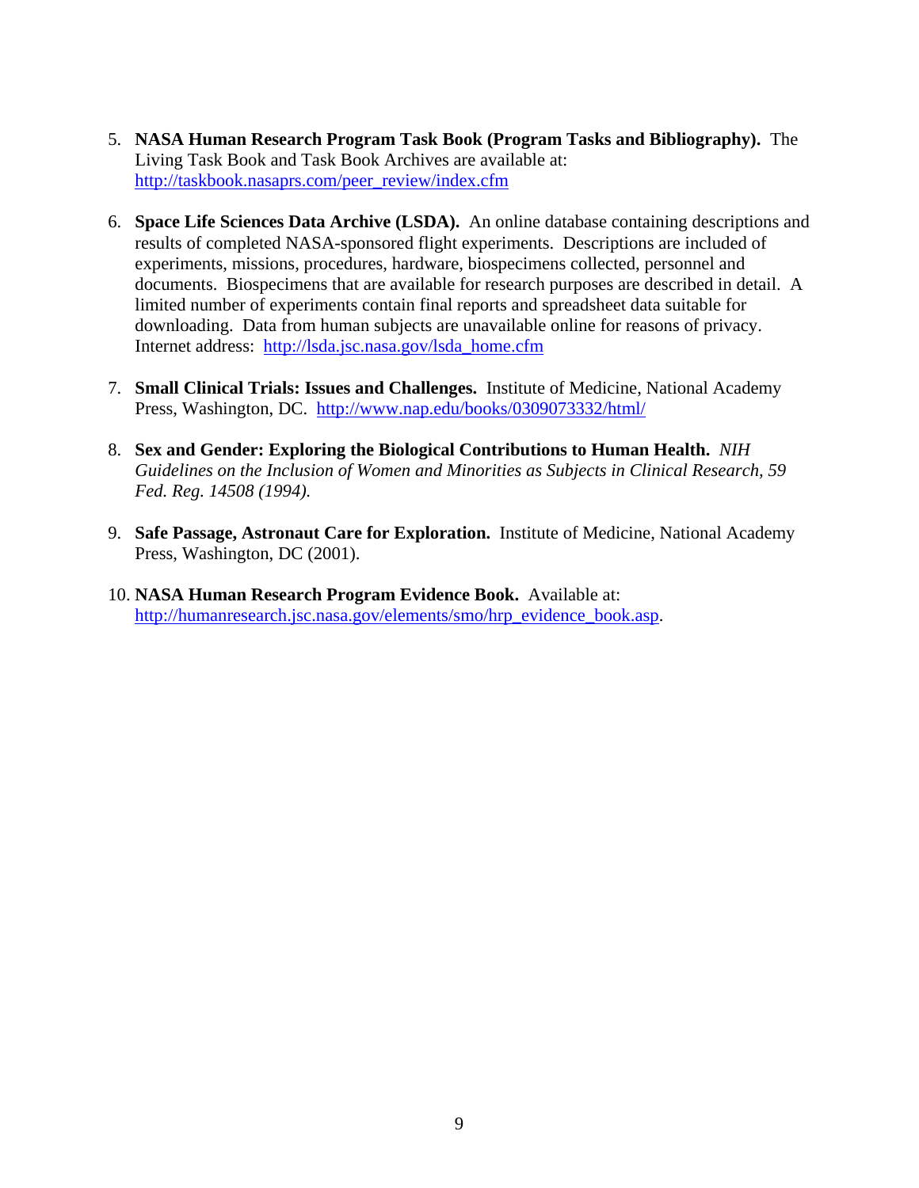5. **NASA Human Research Program Task Book (Program Tasks and Bibliography).** The Living Task Book and Task Book Archives are available at: http://taskbook.nasaprs.com/peer_review/index.cfm

6. **Space Life Sciences Data Archive (LSDA).** An online database containing descriptions and results of completed NASA-sponsored flight experiments. Descriptions are included of experiments, missions, procedures, hardware, biospecimens collected, personnel and documents. Biospecimens that are available for research purposes are described in detail. A limited number of experiments contain final reports and spreadsheet data suitable for downloading. Data from human subjects are unavailable online for reasons of privacy. Internet address: http://lsda.jsc.nasa.gov/lsda_home.cfm

7. **Small Clinical Trials: Issues and Challenges.** Institute of Medicine, National Academy Press, Washington, DC. http://www.nap.edu/books/0309073332/html/

8. **Sex and Gender: Exploring the Biological Contributions to Human Health.** *NIH Guidelines on the Inclusion of Women and Minorities as Subjects in Clinical Research, 59 Fed. Reg. 14508 (1994).*

9. **Safe Passage, Astronaut Care for Exploration.** Institute of Medicine, National Academy Press, Washington, DC (2001).

10. **NASA Human Research Program Evidence Book.** Available at: http://humanresearch.jsc.nasa.gov/elements/smo/hrp_evidence_book.asp.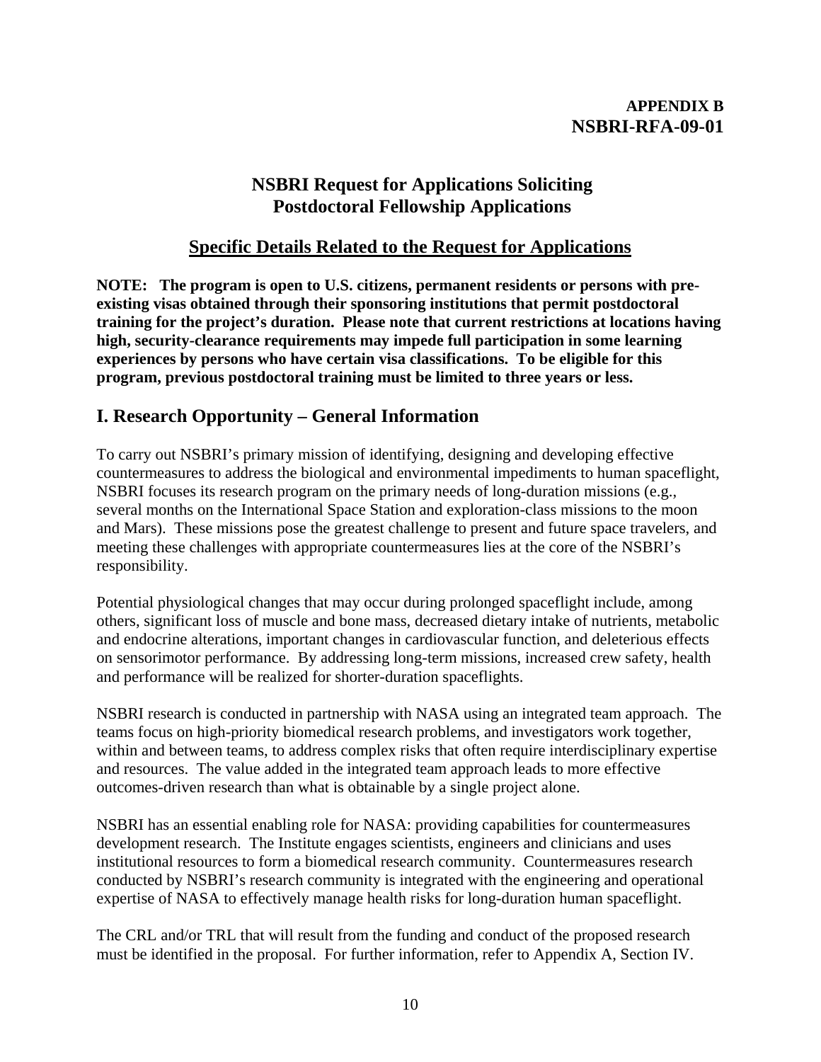**APPENDIX B**
**NSBRI-RFA-09-01**

# NSBRI Request for Applications Soliciting Postdoctoral Fellowship Applications

## Specific Details Related to the Request for Applications

**NOTE: The program is open to U.S. citizens, permanent residents or persons with pre-existing visas obtained through their sponsoring institutions that permit postdoctoral training for the project's duration. Please note that current restrictions at locations having high, security-clearance requirements may impede full participation in some learning experiences by persons who have certain visa classifications. To be eligible for this program, previous postdoctoral training must be limited to three years or less.**

## I. Research Opportunity – General Information

To carry out NSBRI's primary mission of identifying, designing and developing effective countermeasures to address the biological and environmental impediments to human spaceflight, NSBRI focuses its research program on the primary needs of long-duration missions (e.g., several months on the International Space Station and exploration-class missions to the moon and Mars). These missions pose the greatest challenge to present and future space travelers, and meeting these challenges with appropriate countermeasures lies at the core of the NSBRI's responsibility.

Potential physiological changes that may occur during prolonged spaceflight include, among others, significant loss of muscle and bone mass, decreased dietary intake of nutrients, metabolic and endocrine alterations, important changes in cardiovascular function, and deleterious effects on sensorimotor performance. By addressing long-term missions, increased crew safety, health and performance will be realized for shorter-duration spaceflights.

NSBRI research is conducted in partnership with NASA using an integrated team approach. The teams focus on high-priority biomedical research problems, and investigators work together, within and between teams, to address complex risks that often require interdisciplinary expertise and resources. The value added in the integrated team approach leads to more effective outcomes-driven research than what is obtainable by a single project alone.

NSBRI has an essential enabling role for NASA: providing capabilities for countermeasures development research. The Institute engages scientists, engineers and clinicians and uses institutional resources to form a biomedical research community. Countermeasures research conducted by NSBRI's research community is integrated with the engineering and operational expertise of NASA to effectively manage health risks for long-duration human spaceflight.

The CRL and/or TRL that will result from the funding and conduct of the proposed research must be identified in the proposal. For further information, refer to Appendix A, Section IV.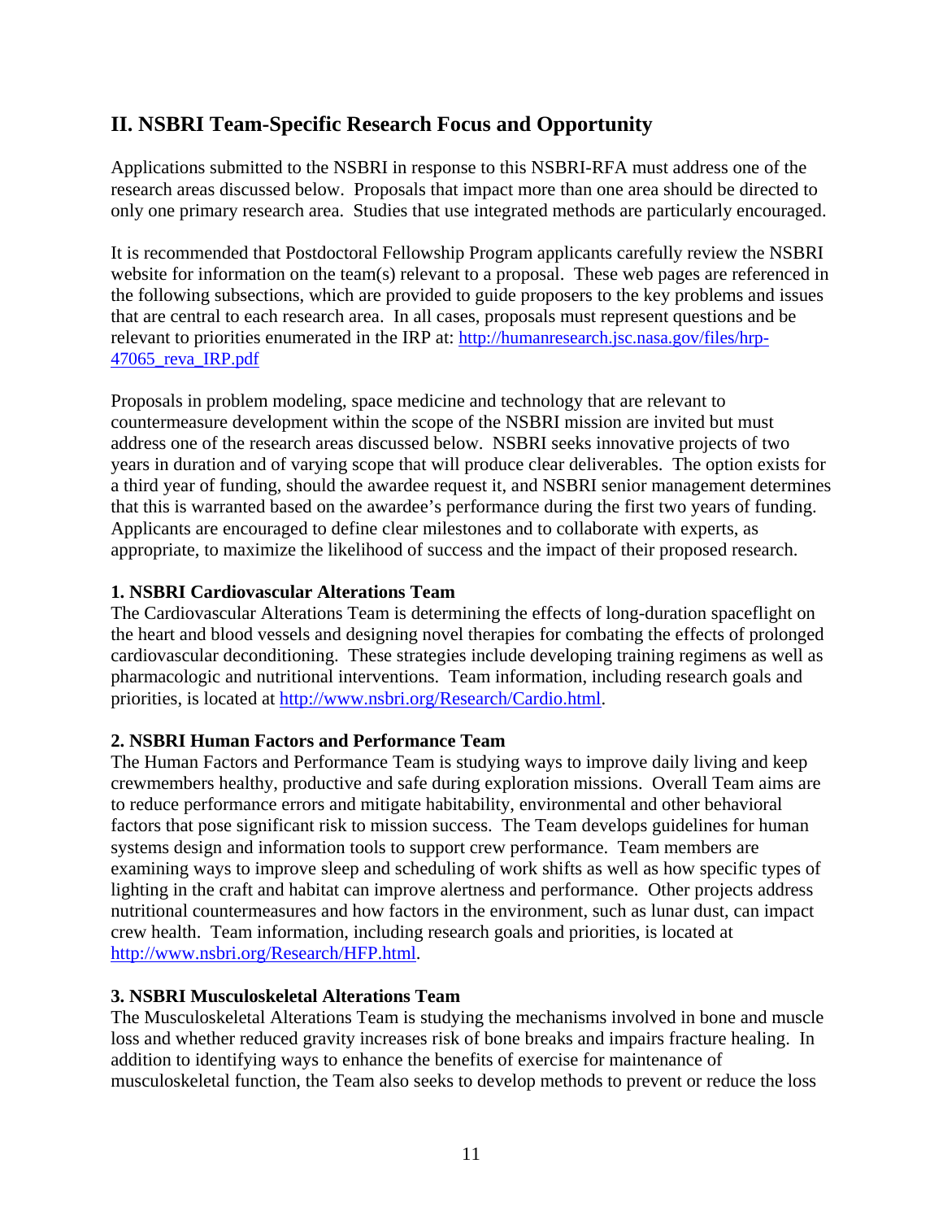## II. NSBRI Team-Specific Research Focus and Opportunity

Applications submitted to the NSBRI in response to this NSBRI-RFA must address one of the research areas discussed below. Proposals that impact more than one area should be directed to only one primary research area. Studies that use integrated methods are particularly encouraged.

It is recommended that Postdoctoral Fellowship Program applicants carefully review the NSBRI website for information on the team(s) relevant to a proposal. These web pages are referenced in the following subsections, which are provided to guide proposers to the key problems and issues that are central to each research area. In all cases, proposals must represent questions and be relevant to priorities enumerated in the IRP at: [http://humanresearch.jsc.nasa.gov/files/hrp-47065_reva_IRP.pdf](http://humanresearch.jsc.nasa.gov/files/hrp-47065_reva_IRP.pdf)

Proposals in problem modeling, space medicine and technology that are relevant to countermeasure development within the scope of the NSBRI mission are invited but must address one of the research areas discussed below. NSBRI seeks innovative projects of two years in duration and of varying scope that will produce clear deliverables. The option exists for a third year of funding, should the awardee request it, and NSBRI senior management determines that this is warranted based on the awardee's performance during the first two years of funding. Applicants are encouraged to define clear milestones and to collaborate with experts, as appropriate, to maximize the likelihood of success and the impact of their proposed research.

**1. NSBRI Cardiovascular Alterations Team**
The Cardiovascular Alterations Team is determining the effects of long-duration spaceflight on the heart and blood vessels and designing novel therapies for combating the effects of prolonged cardiovascular deconditioning. These strategies include developing training regimens as well as pharmacologic and nutritional interventions. Team information, including research goals and priorities, is located at [http://www.nsbri.org/Research/Cardio.html](http://www.nsbri.org/Research/Cardio.html).

**2. NSBRI Human Factors and Performance Team**
The Human Factors and Performance Team is studying ways to improve daily living and keep crewmembers healthy, productive and safe during exploration missions. Overall Team aims are to reduce performance errors and mitigate habitability, environmental and other behavioral factors that pose significant risk to mission success. The Team develops guidelines for human systems design and information tools to support crew performance. Team members are examining ways to improve sleep and scheduling of work shifts as well as how specific types of lighting in the craft and habitat can improve alertness and performance. Other projects address nutritional countermeasures and how factors in the environment, such as lunar dust, can impact crew health. Team information, including research goals and priorities, is located at [http://www.nsbri.org/Research/HFP.html](http://www.nsbri.org/Research/HFP.html).

**3. NSBRI Musculoskeletal Alterations Team**
The Musculoskeletal Alterations Team is studying the mechanisms involved in bone and muscle loss and whether reduced gravity increases risk of bone breaks and impairs fracture healing. In addition to identifying ways to enhance the benefits of exercise for maintenance of musculoskeletal function, the Team also seeks to develop methods to prevent or reduce the loss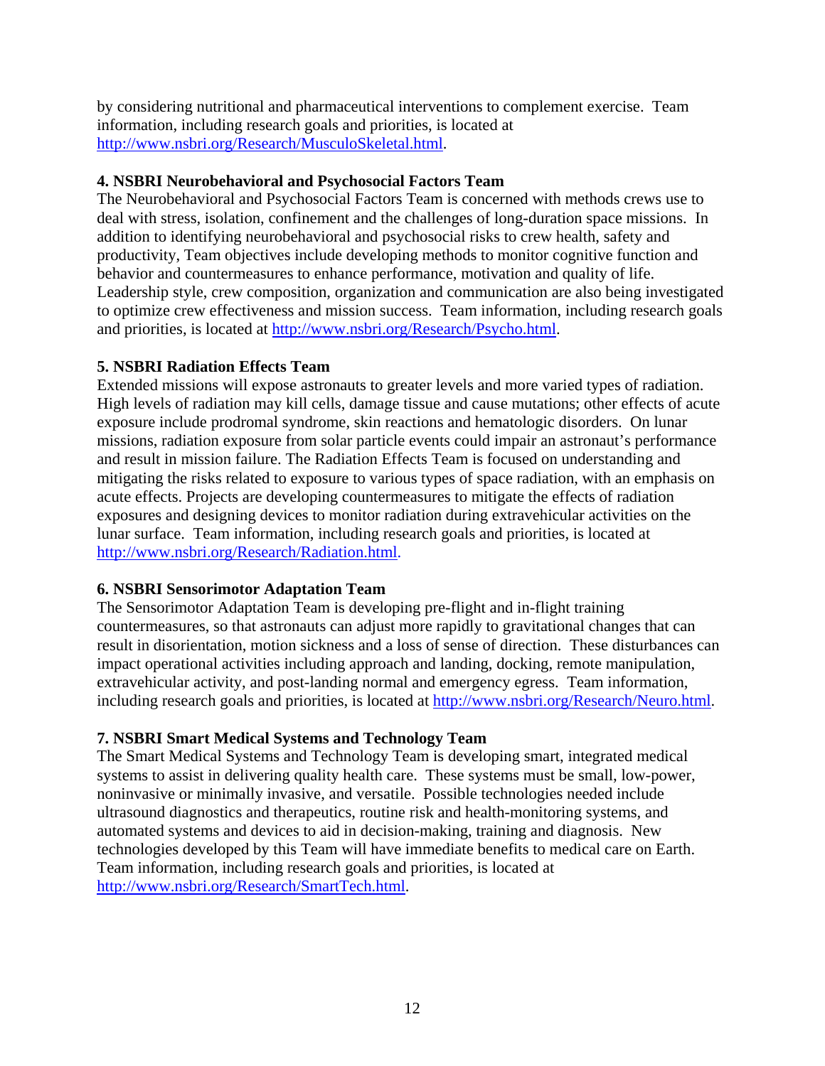by considering nutritional and pharmaceutical interventions to complement exercise. Team information, including research goals and priorities, is located at http://www.nsbri.org/Research/MusculoSkeletal.html.

**4. NSBRI Neurobehavioral and Psychosocial Factors Team**

The Neurobehavioral and Psychosocial Factors Team is concerned with methods crews use to deal with stress, isolation, confinement and the challenges of long-duration space missions. In addition to identifying neurobehavioral and psychosocial risks to crew health, safety and productivity, Team objectives include developing methods to monitor cognitive function and behavior and countermeasures to enhance performance, motivation and quality of life. Leadership style, crew composition, organization and communication are also being investigated to optimize crew effectiveness and mission success. Team information, including research goals and priorities, is located at http://www.nsbri.org/Research/Psycho.html.

**5. NSBRI Radiation Effects Team**

Extended missions will expose astronauts to greater levels and more varied types of radiation. High levels of radiation may kill cells, damage tissue and cause mutations; other effects of acute exposure include prodromal syndrome, skin reactions and hematologic disorders. On lunar missions, radiation exposure from solar particle events could impair an astronaut's performance and result in mission failure. The Radiation Effects Team is focused on understanding and mitigating the risks related to exposure to various types of space radiation, with an emphasis on acute effects. Projects are developing countermeasures to mitigate the effects of radiation exposures and designing devices to monitor radiation during extravehicular activities on the lunar surface. Team information, including research goals and priorities, is located at http://www.nsbri.org/Research/Radiation.html.

**6. NSBRI Sensorimotor Adaptation Team**

The Sensorimotor Adaptation Team is developing pre-flight and in-flight training countermeasures, so that astronauts can adjust more rapidly to gravitational changes that can result in disorientation, motion sickness and a loss of sense of direction. These disturbances can impact operational activities including approach and landing, docking, remote manipulation, extravehicular activity, and post-landing normal and emergency egress. Team information, including research goals and priorities, is located at http://www.nsbri.org/Research/Neuro.html.

**7. NSBRI Smart Medical Systems and Technology Team**

The Smart Medical Systems and Technology Team is developing smart, integrated medical systems to assist in delivering quality health care. These systems must be small, low-power, noninvasive or minimally invasive, and versatile. Possible technologies needed include ultrasound diagnostics and therapeutics, routine risk and health-monitoring systems, and automated systems and devices to aid in decision-making, training and diagnosis. New technologies developed by this Team will have immediate benefits to medical care on Earth. Team information, including research goals and priorities, is located at http://www.nsbri.org/Research/SmartTech.html.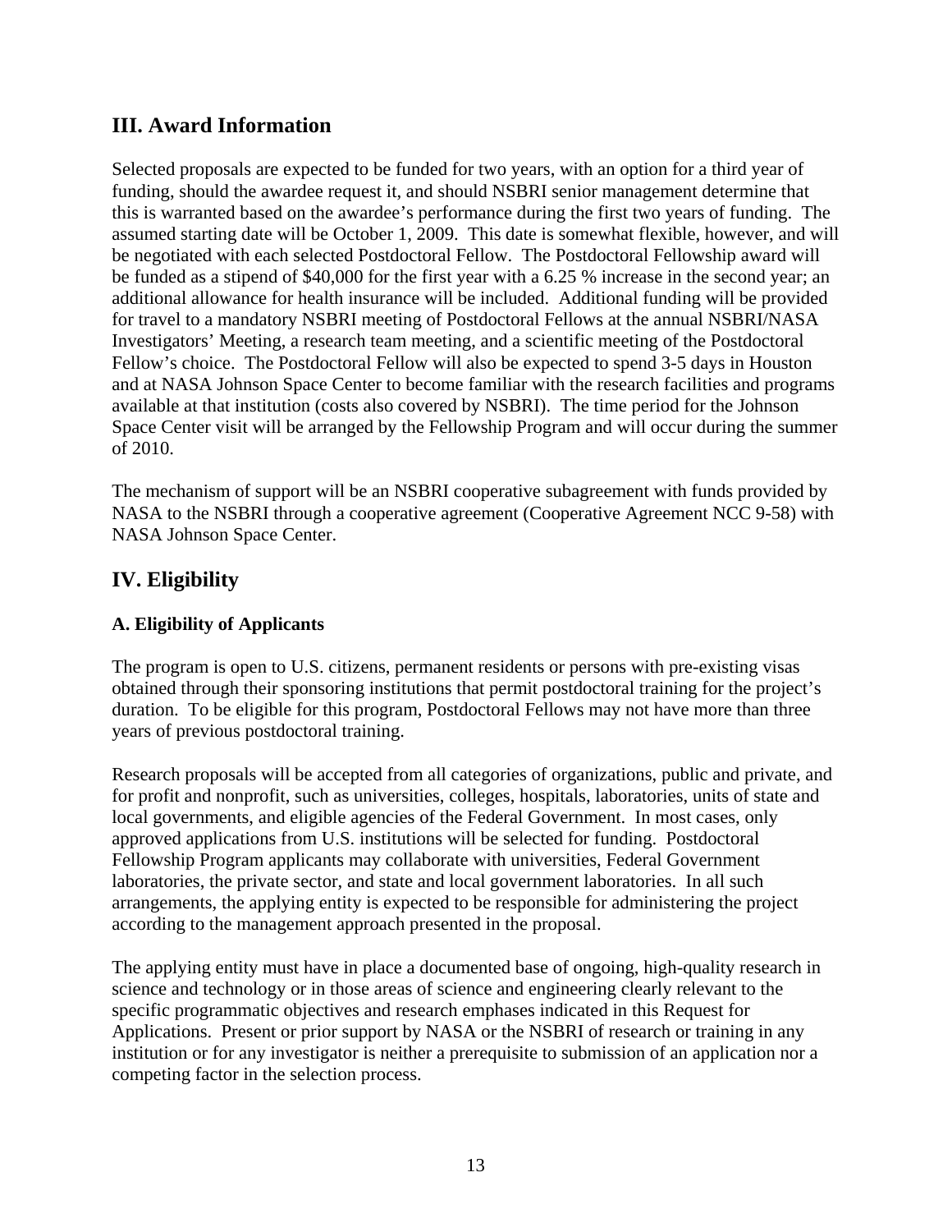## III. Award Information

Selected proposals are expected to be funded for two years, with an option for a third year of funding, should the awardee request it, and should NSBRI senior management determine that this is warranted based on the awardee's performance during the first two years of funding. The assumed starting date will be October 1, 2009. This date is somewhat flexible, however, and will be negotiated with each selected Postdoctoral Fellow. The Postdoctoral Fellowship award will be funded as a stipend of $40,000 for the first year with a 6.25 % increase in the second year; an additional allowance for health insurance will be included. Additional funding will be provided for travel to a mandatory NSBRI meeting of Postdoctoral Fellows at the annual NSBRI/NASA Investigators' Meeting, a research team meeting, and a scientific meeting of the Postdoctoral Fellow's choice. The Postdoctoral Fellow will also be expected to spend 3-5 days in Houston and at NASA Johnson Space Center to become familiar with the research facilities and programs available at that institution (costs also covered by NSBRI). The time period for the Johnson Space Center visit will be arranged by the Fellowship Program and will occur during the summer of 2010.

The mechanism of support will be an NSBRI cooperative subagreement with funds provided by NASA to the NSBRI through a cooperative agreement (Cooperative Agreement NCC 9-58) with NASA Johnson Space Center.

## IV. Eligibility

### A. Eligibility of Applicants

The program is open to U.S. citizens, permanent residents or persons with pre-existing visas obtained through their sponsoring institutions that permit postdoctoral training for the project's duration. To be eligible for this program, Postdoctoral Fellows may not have more than three years of previous postdoctoral training.

Research proposals will be accepted from all categories of organizations, public and private, and for profit and nonprofit, such as universities, colleges, hospitals, laboratories, units of state and local governments, and eligible agencies of the Federal Government. In most cases, only approved applications from U.S. institutions will be selected for funding. Postdoctoral Fellowship Program applicants may collaborate with universities, Federal Government laboratories, the private sector, and state and local government laboratories. In all such arrangements, the applying entity is expected to be responsible for administering the project according to the management approach presented in the proposal.

The applying entity must have in place a documented base of ongoing, high-quality research in science and technology or in those areas of science and engineering clearly relevant to the specific programmatic objectives and research emphases indicated in this Request for Applications. Present or prior support by NASA or the NSBRI of research or training in any institution or for any investigator is neither a prerequisite to submission of an application nor a competing factor in the selection process.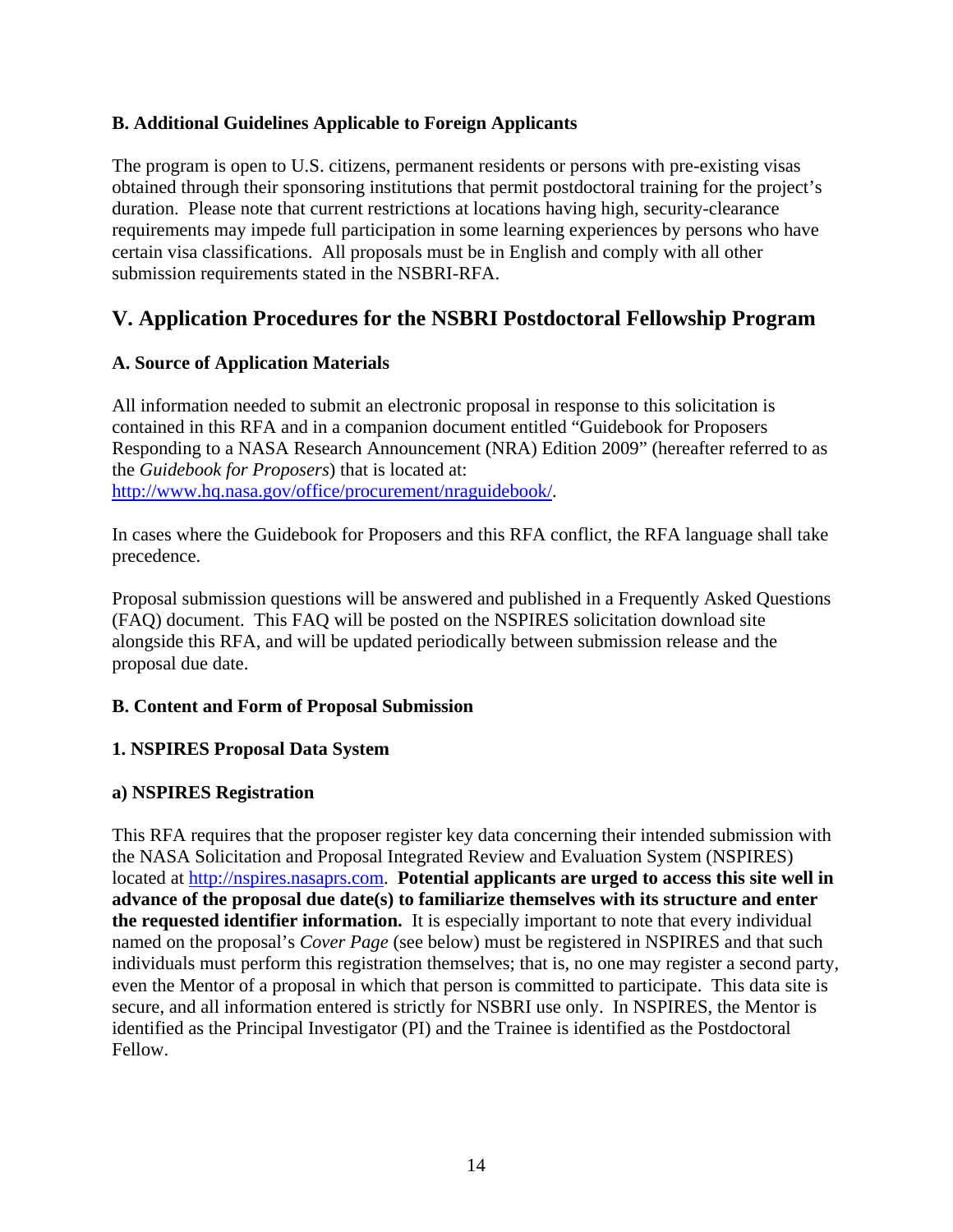### B. Additional Guidelines Applicable to Foreign Applicants

The program is open to U.S. citizens, permanent residents or persons with pre-existing visas obtained through their sponsoring institutions that permit postdoctoral training for the project's duration. Please note that current restrictions at locations having high, security-clearance requirements may impede full participation in some learning experiences by persons who have certain visa classifications. All proposals must be in English and comply with all other submission requirements stated in the NSBRI-RFA.

## V. Application Procedures for the NSBRI Postdoctoral Fellowship Program

### A. Source of Application Materials

All information needed to submit an electronic proposal in response to this solicitation is contained in this RFA and in a companion document entitled "Guidebook for Proposers Responding to a NASA Research Announcement (NRA) Edition 2009" (hereafter referred to as the *Guidebook for Proposers*) that is located at: http://www.hq.nasa.gov/office/procurement/nraguidebook/.

In cases where the Guidebook for Proposers and this RFA conflict, the RFA language shall take precedence.

Proposal submission questions will be answered and published in a Frequently Asked Questions (FAQ) document. This FAQ will be posted on the NSPIRES solicitation download site alongside this RFA, and will be updated periodically between submission release and the proposal due date.

### B. Content and Form of Proposal Submission

#### 1. NSPIRES Proposal Data System

#### a) NSPIRES Registration

This RFA requires that the proposer register key data concerning their intended submission with the NASA Solicitation and Proposal Integrated Review and Evaluation System (NSPIRES) located at http://nspires.nasaprs.com. **Potential applicants are urged to access this site well in advance of the proposal due date(s) to familiarize themselves with its structure and enter the requested identifier information.** It is especially important to note that every individual named on the proposal's *Cover Page* (see below) must be registered in NSPIRES and that such individuals must perform this registration themselves; that is, no one may register a second party, even the Mentor of a proposal in which that person is committed to participate. This data site is secure, and all information entered is strictly for NSBRI use only. In NSPIRES, the Mentor is identified as the Principal Investigator (PI) and the Trainee is identified as the Postdoctoral Fellow.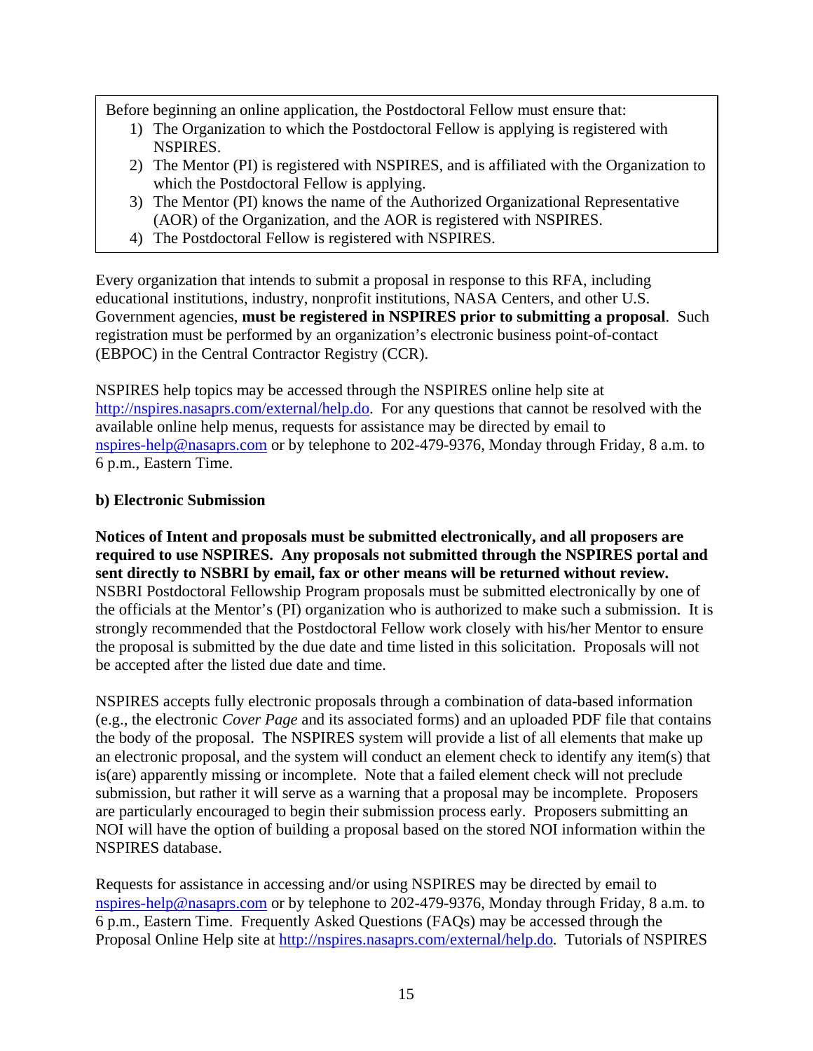Before beginning an online application, the Postdoctoral Fellow must ensure that:

1) The Organization to which the Postdoctoral Fellow is applying is registered with NSPIRES.
2) The Mentor (PI) is registered with NSPIRES, and is affiliated with the Organization to which the Postdoctoral Fellow is applying.
3) The Mentor (PI) knows the name of the Authorized Organizational Representative (AOR) of the Organization, and the AOR is registered with NSPIRES.
4) The Postdoctoral Fellow is registered with NSPIRES.

Every organization that intends to submit a proposal in response to this RFA, including educational institutions, industry, nonprofit institutions, NASA Centers, and other U.S. Government agencies, **must be registered in NSPIRES prior to submitting a proposal**. Such registration must be performed by an organization's electronic business point-of-contact (EBPOC) in the Central Contractor Registry (CCR).

NSPIRES help topics may be accessed through the NSPIRES online help site at http://nspires.nasaprs.com/external/help.do. For any questions that cannot be resolved with the available online help menus, requests for assistance may be directed by email to nspires-help@nasaprs.com or by telephone to 202-479-9376, Monday through Friday, 8 a.m. to 6 p.m., Eastern Time.

**b) Electronic Submission**

**Notices of Intent and proposals must be submitted electronically, and all proposers are required to use NSPIRES. Any proposals not submitted through the NSPIRES portal and sent directly to NSBRI by email, fax or other means will be returned without review.** NSBRI Postdoctoral Fellowship Program proposals must be submitted electronically by one of the officials at the Mentor's (PI) organization who is authorized to make such a submission. It is strongly recommended that the Postdoctoral Fellow work closely with his/her Mentor to ensure the proposal is submitted by the due date and time listed in this solicitation. Proposals will not be accepted after the listed due date and time.

NSPIRES accepts fully electronic proposals through a combination of data-based information (e.g., the electronic *Cover Page* and its associated forms) and an uploaded PDF file that contains the body of the proposal. The NSPIRES system will provide a list of all elements that make up an electronic proposal, and the system will conduct an element check to identify any item(s) that is(are) apparently missing or incomplete. Note that a failed element check will not preclude submission, but rather it will serve as a warning that a proposal may be incomplete. Proposers are particularly encouraged to begin their submission process early. Proposers submitting an NOI will have the option of building a proposal based on the stored NOI information within the NSPIRES database.

Requests for assistance in accessing and/or using NSPIRES may be directed by email to nspires-help@nasaprs.com or by telephone to 202-479-9376, Monday through Friday, 8 a.m. to 6 p.m., Eastern Time. Frequently Asked Questions (FAQs) may be accessed through the Proposal Online Help site at http://nspires.nasaprs.com/external/help.do. Tutorials of NSPIRES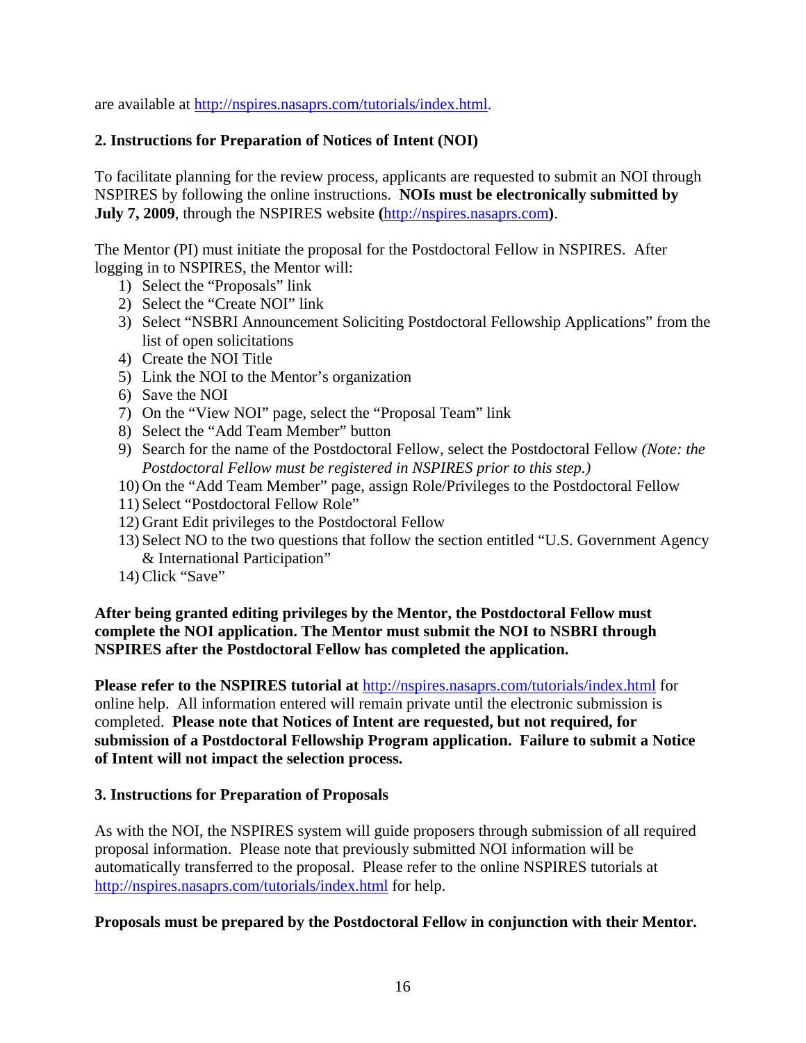are available at http://nspires.nasaprs.com/tutorials/index.html.

**2. Instructions for Preparation of Notices of Intent (NOI)**

To facilitate planning for the review process, applicants are requested to submit an NOI through NSPIRES by following the online instructions. **NOIs must be electronically submitted by July 7, 2009**, through the NSPIRES website **(**http://nspires.nasaprs.com**)**.

The Mentor (PI) must initiate the proposal for the Postdoctoral Fellow in NSPIRES. After logging in to NSPIRES, the Mentor will:

1) Select the "Proposals" link
2) Select the "Create NOI" link
3) Select "NSBRI Announcement Soliciting Postdoctoral Fellowship Applications" from the list of open solicitations
4) Create the NOI Title
5) Link the NOI to the Mentor's organization
6) Save the NOI
7) On the "View NOI" page, select the "Proposal Team" link
8) Select the "Add Team Member" button
9) Search for the name of the Postdoctoral Fellow, select the Postdoctoral Fellow *(Note: the Postdoctoral Fellow must be registered in NSPIRES prior to this step.)*
10) On the "Add Team Member" page, assign Role/Privileges to the Postdoctoral Fellow
11) Select "Postdoctoral Fellow Role"
12) Grant Edit privileges to the Postdoctoral Fellow
13) Select NO to the two questions that follow the section entitled "U.S. Government Agency & International Participation"
14) Click "Save"

**After being granted editing privileges by the Mentor, the Postdoctoral Fellow must complete the NOI application. The Mentor must submit the NOI to NSBRI through NSPIRES after the Postdoctoral Fellow has completed the application.**

**Please refer to the NSPIRES tutorial at** http://nspires.nasaprs.com/tutorials/index.html for online help. All information entered will remain private until the electronic submission is completed. **Please note that Notices of Intent are requested, but not required, for submission of a Postdoctoral Fellowship Program application. Failure to submit a Notice of Intent will not impact the selection process.**

**3. Instructions for Preparation of Proposals**

As with the NOI, the NSPIRES system will guide proposers through submission of all required proposal information. Please note that previously submitted NOI information will be automatically transferred to the proposal. Please refer to the online NSPIRES tutorials at http://nspires.nasaprs.com/tutorials/index.html for help.

**Proposals must be prepared by the Postdoctoral Fellow in conjunction with their Mentor.**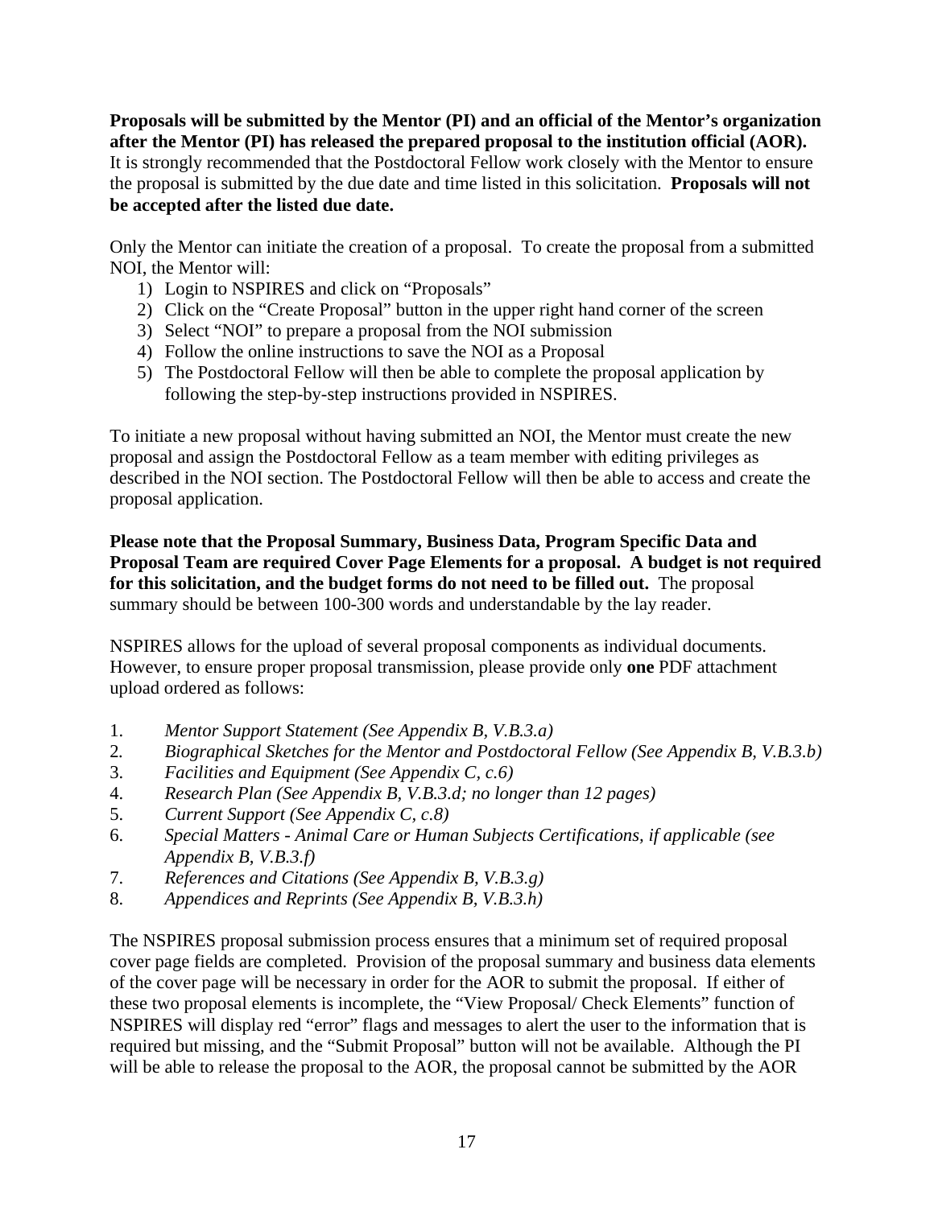**Proposals will be submitted by the Mentor (PI) and an official of the Mentor's organization after the Mentor (PI) has released the prepared proposal to the institution official (AOR).** It is strongly recommended that the Postdoctoral Fellow work closely with the Mentor to ensure the proposal is submitted by the due date and time listed in this solicitation. **Proposals will not be accepted after the listed due date.**

Only the Mentor can initiate the creation of a proposal. To create the proposal from a submitted NOI, the Mentor will:

1) Login to NSPIRES and click on "Proposals"
2) Click on the "Create Proposal" button in the upper right hand corner of the screen
3) Select "NOI" to prepare a proposal from the NOI submission
4) Follow the online instructions to save the NOI as a Proposal
5) The Postdoctoral Fellow will then be able to complete the proposal application by following the step-by-step instructions provided in NSPIRES.

To initiate a new proposal without having submitted an NOI, the Mentor must create the new proposal and assign the Postdoctoral Fellow as a team member with editing privileges as described in the NOI section. The Postdoctoral Fellow will then be able to access and create the proposal application.

**Please note that the Proposal Summary, Business Data, Program Specific Data and Proposal Team are required Cover Page Elements for a proposal. A budget is not required for this solicitation, and the budget forms do not need to be filled out.** The proposal summary should be between 100-300 words and understandable by the lay reader.

NSPIRES allows for the upload of several proposal components as individual documents. However, to ensure proper proposal transmission, please provide only **one** PDF attachment upload ordered as follows:

1. *Mentor Support Statement (See Appendix B, V.B.3.a)*
2. *Biographical Sketches for the Mentor and Postdoctoral Fellow (See Appendix B, V.B.3.b)*
3. *Facilities and Equipment (See Appendix C, c.6)*
4. *Research Plan (See Appendix B, V.B.3.d; no longer than 12 pages)*
5. *Current Support (See Appendix C, c.8)*
6. *Special Matters - Animal Care or Human Subjects Certifications, if applicable (see Appendix B, V.B.3.f)*
7. *References and Citations (See Appendix B, V.B.3.g)*
8. *Appendices and Reprints (See Appendix B, V.B.3.h)*

The NSPIRES proposal submission process ensures that a minimum set of required proposal cover page fields are completed. Provision of the proposal summary and business data elements of the cover page will be necessary in order for the AOR to submit the proposal. If either of these two proposal elements is incomplete, the "View Proposal/ Check Elements" function of NSPIRES will display red "error" flags and messages to alert the user to the information that is required but missing, and the "Submit Proposal" button will not be available. Although the PI will be able to release the proposal to the AOR, the proposal cannot be submitted by the AOR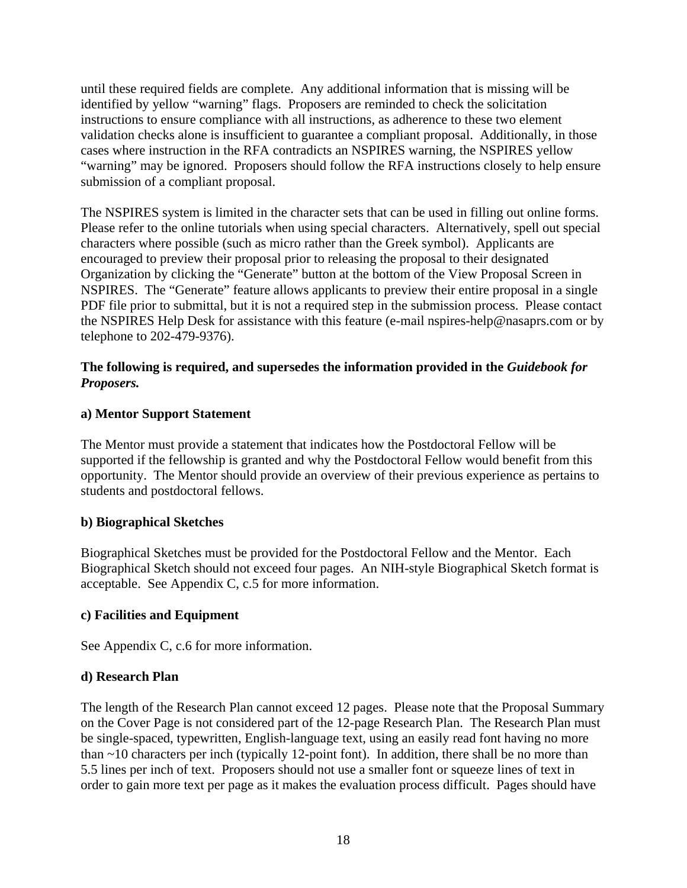until these required fields are complete. Any additional information that is missing will be identified by yellow "warning" flags. Proposers are reminded to check the solicitation instructions to ensure compliance with all instructions, as adherence to these two element validation checks alone is insufficient to guarantee a compliant proposal. Additionally, in those cases where instruction in the RFA contradicts an NSPIRES warning, the NSPIRES yellow "warning" may be ignored. Proposers should follow the RFA instructions closely to help ensure submission of a compliant proposal.

The NSPIRES system is limited in the character sets that can be used in filling out online forms. Please refer to the online tutorials when using special characters. Alternatively, spell out special characters where possible (such as micro rather than the Greek symbol). Applicants are encouraged to preview their proposal prior to releasing the proposal to their designated Organization by clicking the "Generate" button at the bottom of the View Proposal Screen in NSPIRES. The "Generate" feature allows applicants to preview their entire proposal in a single PDF file prior to submittal, but it is not a required step in the submission process. Please contact the NSPIRES Help Desk for assistance with this feature (e-mail nspires-help@nasaprs.com or by telephone to 202-479-9376).

**The following is required, and supersedes the information provided in the *Guidebook for Proposers.***

**a) Mentor Support Statement**

The Mentor must provide a statement that indicates how the Postdoctoral Fellow will be supported if the fellowship is granted and why the Postdoctoral Fellow would benefit from this opportunity. The Mentor should provide an overview of their previous experience as pertains to students and postdoctoral fellows.

**b) Biographical Sketches**

Biographical Sketches must be provided for the Postdoctoral Fellow and the Mentor. Each Biographical Sketch should not exceed four pages. An NIH-style Biographical Sketch format is acceptable. See Appendix C, c.5 for more information.

**c) Facilities and Equipment**

See Appendix C, c.6 for more information.

**d) Research Plan**

The length of the Research Plan cannot exceed 12 pages. Please note that the Proposal Summary on the Cover Page is not considered part of the 12-page Research Plan. The Research Plan must be single-spaced, typewritten, English-language text, using an easily read font having no more than ~10 characters per inch (typically 12-point font). In addition, there shall be no more than 5.5 lines per inch of text. Proposers should not use a smaller font or squeeze lines of text in order to gain more text per page as it makes the evaluation process difficult. Pages should have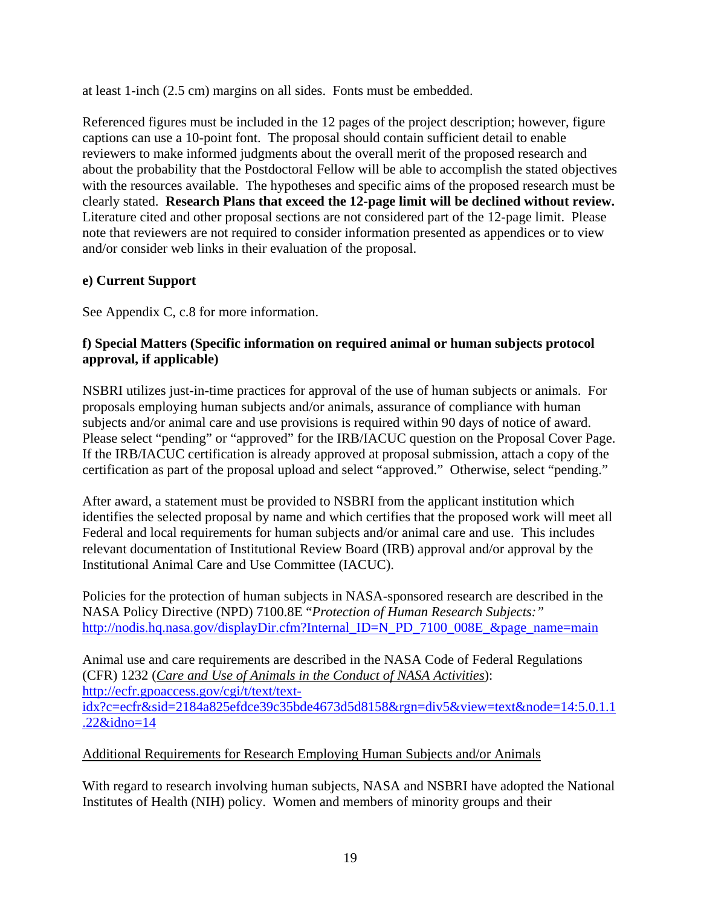at least 1-inch (2.5 cm) margins on all sides. Fonts must be embedded.

Referenced figures must be included in the 12 pages of the project description; however, figure captions can use a 10-point font. The proposal should contain sufficient detail to enable reviewers to make informed judgments about the overall merit of the proposed research and about the probability that the Postdoctoral Fellow will be able to accomplish the stated objectives with the resources available. The hypotheses and specific aims of the proposed research must be clearly stated. **Research Plans that exceed the 12-page limit will be declined without review.** Literature cited and other proposal sections are not considered part of the 12-page limit. Please note that reviewers are not required to consider information presented as appendices or to view and/or consider web links in their evaluation of the proposal.

**e) Current Support**

See Appendix C, c.8 for more information.

**f) Special Matters (Specific information on required animal or human subjects protocol approval, if applicable)**

NSBRI utilizes just-in-time practices for approval of the use of human subjects or animals. For proposals employing human subjects and/or animals, assurance of compliance with human subjects and/or animal care and use provisions is required within 90 days of notice of award. Please select "pending" or "approved" for the IRB/IACUC question on the Proposal Cover Page. If the IRB/IACUC certification is already approved at proposal submission, attach a copy of the certification as part of the proposal upload and select "approved." Otherwise, select "pending."

After award, a statement must be provided to NSBRI from the applicant institution which identifies the selected proposal by name and which certifies that the proposed work will meet all Federal and local requirements for human subjects and/or animal care and use. This includes relevant documentation of Institutional Review Board (IRB) approval and/or approval by the Institutional Animal Care and Use Committee (IACUC).

Policies for the protection of human subjects in NASA-sponsored research are described in the NASA Policy Directive (NPD) 7100.8E "*Protection of Human Research Subjects:"*
http://nodis.hq.nasa.gov/displayDir.cfm?Internal_ID=N_PD_7100_008E_&page_name=main

Animal use and care requirements are described in the NASA Code of Federal Regulations (CFR) 1232 (*Care and Use of Animals in the Conduct of NASA Activities*):
http://ecfr.gpoaccess.gov/cgi/t/text/text-idx?c=ecfr&sid=2184a825efdce39c35bde4673d5d8158&rgn=div5&view=text&node=14:5.0.1.1.22&idno=14

Additional Requirements for Research Employing Human Subjects and/or Animals

With regard to research involving human subjects, NASA and NSBRI have adopted the National Institutes of Health (NIH) policy. Women and members of minority groups and their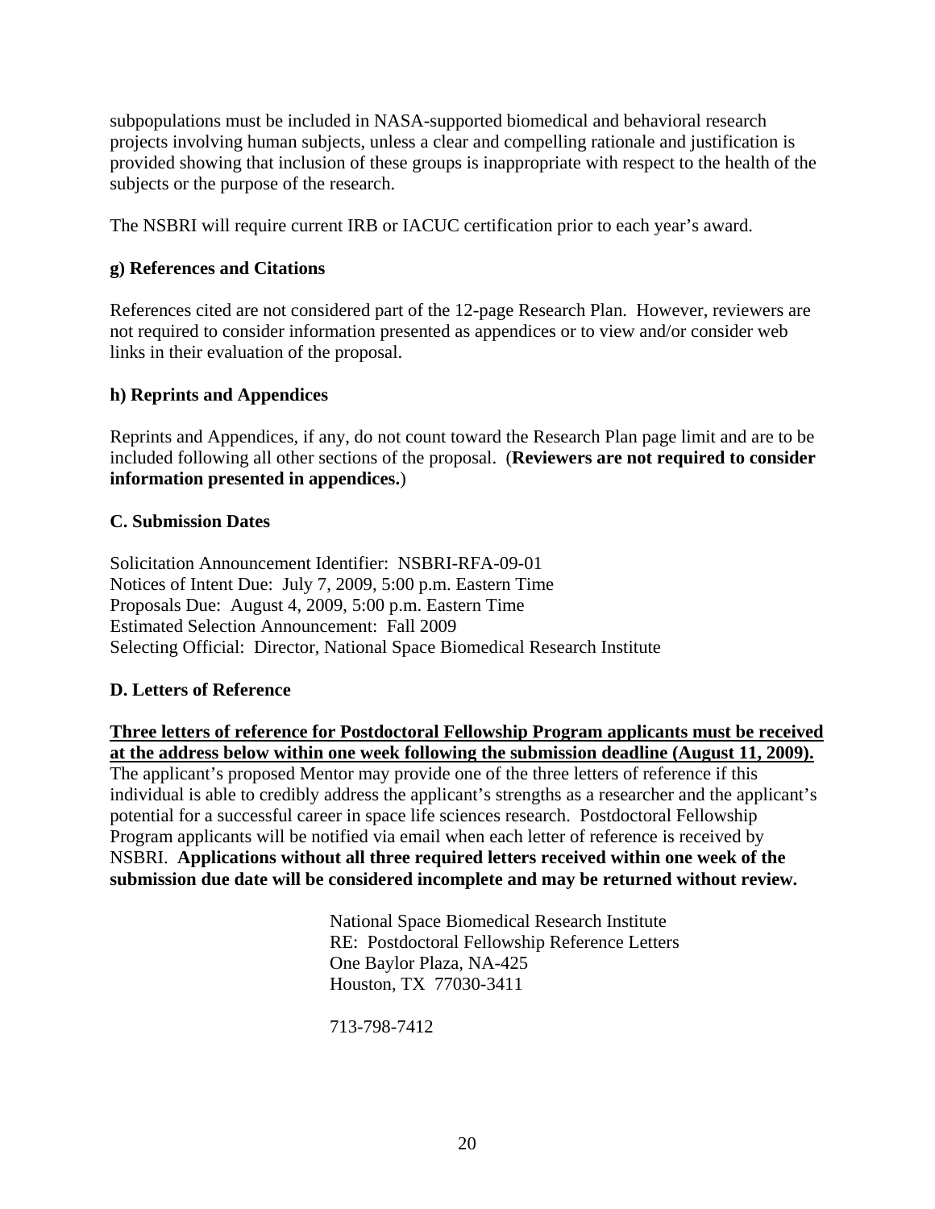subpopulations must be included in NASA-supported biomedical and behavioral research projects involving human subjects, unless a clear and compelling rationale and justification is provided showing that inclusion of these groups is inappropriate with respect to the health of the subjects or the purpose of the research.

The NSBRI will require current IRB or IACUC certification prior to each year's award.

**g) References and Citations**

References cited are not considered part of the 12-page Research Plan. However, reviewers are not required to consider information presented as appendices or to view and/or consider web links in their evaluation of the proposal.

**h) Reprints and Appendices**

Reprints and Appendices, if any, do not count toward the Research Plan page limit and are to be included following all other sections of the proposal. (**Reviewers are not required to consider information presented in appendices.**)

**C. Submission Dates**

Solicitation Announcement Identifier: NSBRI-RFA-09-01
Notices of Intent Due: July 7, 2009, 5:00 p.m. Eastern Time
Proposals Due: August 4, 2009, 5:00 p.m. Eastern Time
Estimated Selection Announcement: Fall 2009
Selecting Official: Director, National Space Biomedical Research Institute

**D. Letters of Reference**

**Three letters of reference for Postdoctoral Fellowship Program applicants must be received at the address below within one week following the submission deadline (August 11, 2009).** The applicant's proposed Mentor may provide one of the three letters of reference if this individual is able to credibly address the applicant's strengths as a researcher and the applicant's potential for a successful career in space life sciences research. Postdoctoral Fellowship Program applicants will be notified via email when each letter of reference is received by NSBRI. **Applications without all three required letters received within one week of the submission due date will be considered incomplete and may be returned without review.**

National Space Biomedical Research Institute
RE: Postdoctoral Fellowship Reference Letters
One Baylor Plaza, NA-425
Houston, TX 77030-3411

713-798-7412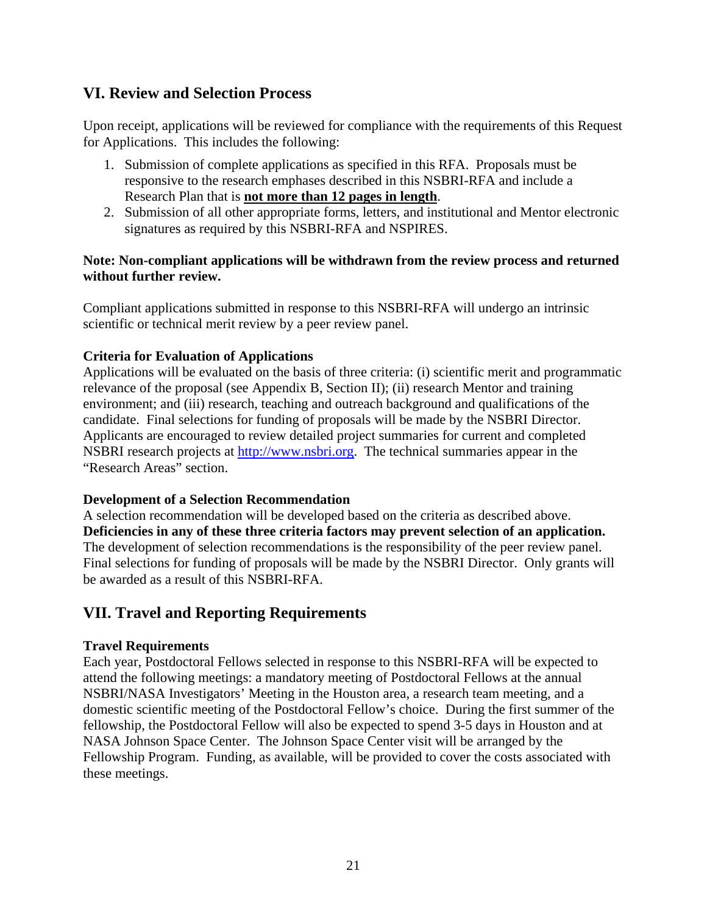## VI. Review and Selection Process

Upon receipt, applications will be reviewed for compliance with the requirements of this Request for Applications. This includes the following:

1. Submission of complete applications as specified in this RFA. Proposals must be responsive to the research emphases described in this NSBRI-RFA and include a Research Plan that is **not more than 12 pages in length**.
2. Submission of all other appropriate forms, letters, and institutional and Mentor electronic signatures as required by this NSBRI-RFA and NSPIRES.

**Note: Non-compliant applications will be withdrawn from the review process and returned without further review.**

Compliant applications submitted in response to this NSBRI-RFA will undergo an intrinsic scientific or technical merit review by a peer review panel.

**Criteria for Evaluation of Applications**
Applications will be evaluated on the basis of three criteria: (i) scientific merit and programmatic relevance of the proposal (see Appendix B, Section II); (ii) research Mentor and training environment; and (iii) research, teaching and outreach background and qualifications of the candidate. Final selections for funding of proposals will be made by the NSBRI Director. Applicants are encouraged to review detailed project summaries for current and completed NSBRI research projects at http://www.nsbri.org. The technical summaries appear in the "Research Areas" section.

**Development of a Selection Recommendation**
A selection recommendation will be developed based on the criteria as described above. **Deficiencies in any of these three criteria factors may prevent selection of an application.** The development of selection recommendations is the responsibility of the peer review panel. Final selections for funding of proposals will be made by the NSBRI Director. Only grants will be awarded as a result of this NSBRI-RFA.

## VII. Travel and Reporting Requirements

**Travel Requirements**
Each year, Postdoctoral Fellows selected in response to this NSBRI-RFA will be expected to attend the following meetings: a mandatory meeting of Postdoctoral Fellows at the annual NSBRI/NASA Investigators' Meeting in the Houston area, a research team meeting, and a domestic scientific meeting of the Postdoctoral Fellow's choice. During the first summer of the fellowship, the Postdoctoral Fellow will also be expected to spend 3-5 days in Houston and at NASA Johnson Space Center. The Johnson Space Center visit will be arranged by the Fellowship Program. Funding, as available, will be provided to cover the costs associated with these meetings.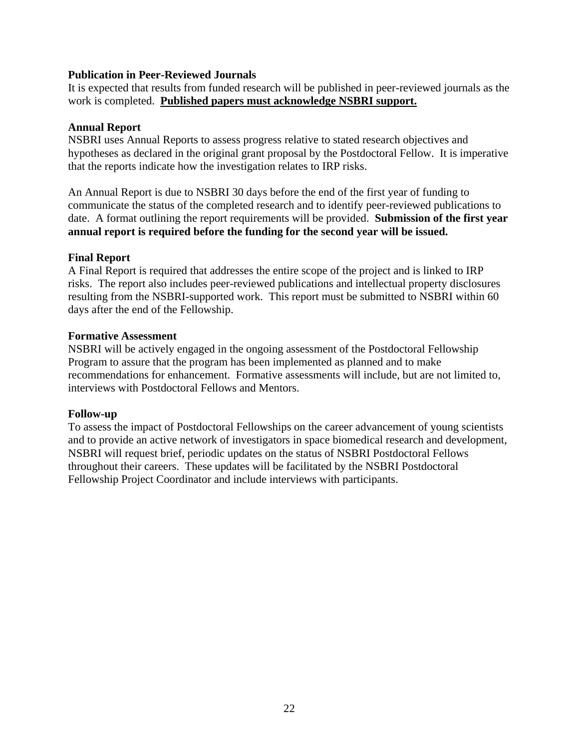**Publication in Peer-Reviewed Journals**

It is expected that results from funded research will be published in peer-reviewed journals as the work is completed. **Published papers must acknowledge NSBRI support.**

**Annual Report**

NSBRI uses Annual Reports to assess progress relative to stated research objectives and hypotheses as declared in the original grant proposal by the Postdoctoral Fellow. It is imperative that the reports indicate how the investigation relates to IRP risks.

An Annual Report is due to NSBRI 30 days before the end of the first year of funding to communicate the status of the completed research and to identify peer-reviewed publications to date. A format outlining the report requirements will be provided. **Submission of the first year annual report is required before the funding for the second year will be issued.**

**Final Report**

A Final Report is required that addresses the entire scope of the project and is linked to IRP risks. The report also includes peer-reviewed publications and intellectual property disclosures resulting from the NSBRI-supported work. This report must be submitted to NSBRI within 60 days after the end of the Fellowship.

**Formative Assessment**

NSBRI will be actively engaged in the ongoing assessment of the Postdoctoral Fellowship Program to assure that the program has been implemented as planned and to make recommendations for enhancement. Formative assessments will include, but are not limited to, interviews with Postdoctoral Fellows and Mentors.

**Follow-up**

To assess the impact of Postdoctoral Fellowships on the career advancement of young scientists and to provide an active network of investigators in space biomedical research and development, NSBRI will request brief, periodic updates on the status of NSBRI Postdoctoral Fellows throughout their careers. These updates will be facilitated by the NSBRI Postdoctoral Fellowship Project Coordinator and include interviews with participants.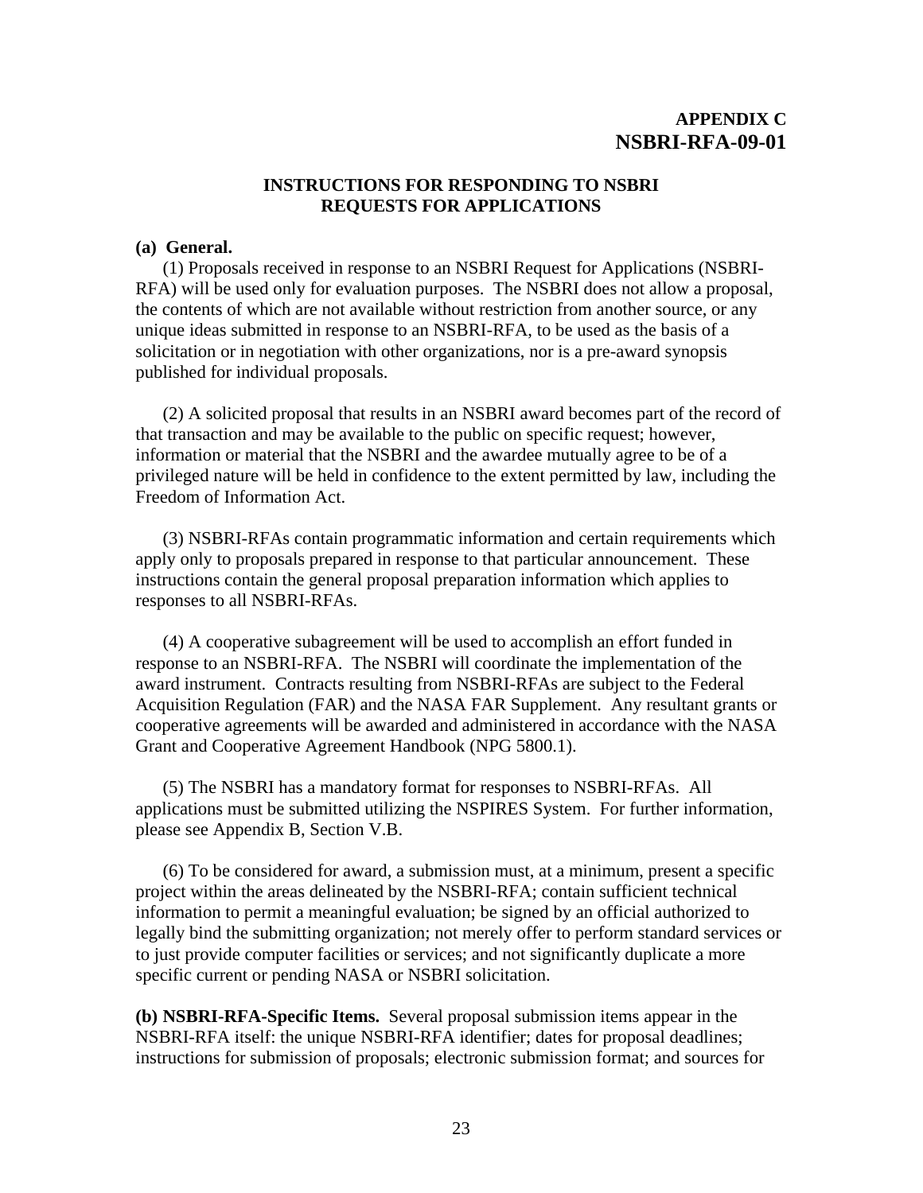**APPENDIX C**
**NSBRI-RFA-09-01**

## INSTRUCTIONS FOR RESPONDING TO NSBRI REQUESTS FOR APPLICATIONS

**(a) General.**

(1) Proposals received in response to an NSBRI Request for Applications (NSBRI-RFA) will be used only for evaluation purposes. The NSBRI does not allow a proposal, the contents of which are not available without restriction from another source, or any unique ideas submitted in response to an NSBRI-RFA, to be used as the basis of a solicitation or in negotiation with other organizations, nor is a pre-award synopsis published for individual proposals.

(2) A solicited proposal that results in an NSBRI award becomes part of the record of that transaction and may be available to the public on specific request; however, information or material that the NSBRI and the awardee mutually agree to be of a privileged nature will be held in confidence to the extent permitted by law, including the Freedom of Information Act.

(3) NSBRI-RFAs contain programmatic information and certain requirements which apply only to proposals prepared in response to that particular announcement. These instructions contain the general proposal preparation information which applies to responses to all NSBRI-RFAs.

(4) A cooperative subagreement will be used to accomplish an effort funded in response to an NSBRI-RFA. The NSBRI will coordinate the implementation of the award instrument. Contracts resulting from NSBRI-RFAs are subject to the Federal Acquisition Regulation (FAR) and the NASA FAR Supplement. Any resultant grants or cooperative agreements will be awarded and administered in accordance with the NASA Grant and Cooperative Agreement Handbook (NPG 5800.1).

(5) The NSBRI has a mandatory format for responses to NSBRI-RFAs. All applications must be submitted utilizing the NSPIRES System. For further information, please see Appendix B, Section V.B.

(6) To be considered for award, a submission must, at a minimum, present a specific project within the areas delineated by the NSBRI-RFA; contain sufficient technical information to permit a meaningful evaluation; be signed by an official authorized to legally bind the submitting organization; not merely offer to perform standard services or to just provide computer facilities or services; and not significantly duplicate a more specific current or pending NASA or NSBRI solicitation.

**(b) NSBRI-RFA-Specific Items.** Several proposal submission items appear in the NSBRI-RFA itself: the unique NSBRI-RFA identifier; dates for proposal deadlines; instructions for submission of proposals; electronic submission format; and sources for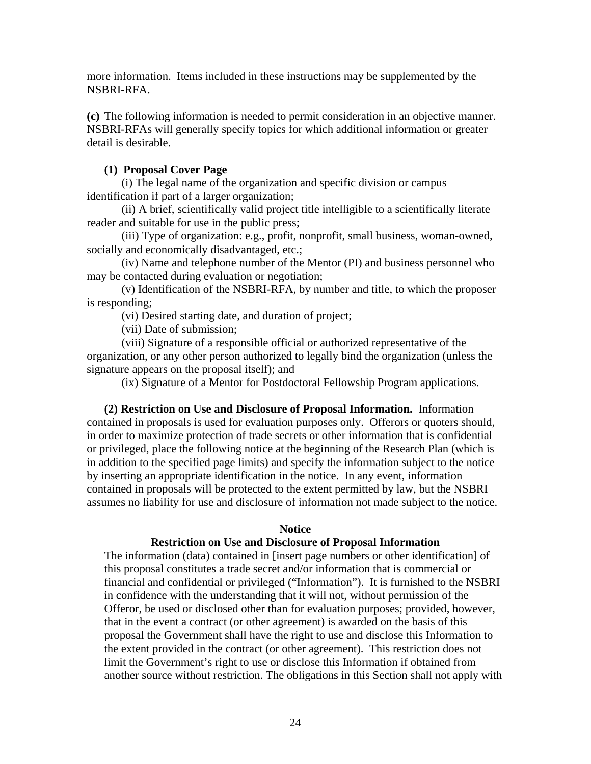more information. Items included in these instructions may be supplemented by the NSBRI-RFA.

**(c)** The following information is needed to permit consideration in an objective manner. NSBRI-RFAs will generally specify topics for which additional information or greater detail is desirable.

**(1) Proposal Cover Page**

(i) The legal name of the organization and specific division or campus identification if part of a larger organization;

(ii) A brief, scientifically valid project title intelligible to a scientifically literate reader and suitable for use in the public press;

(iii) Type of organization: e.g., profit, nonprofit, small business, woman-owned, socially and economically disadvantaged, etc.;

(iv) Name and telephone number of the Mentor (PI) and business personnel who may be contacted during evaluation or negotiation;

(v) Identification of the NSBRI-RFA, by number and title, to which the proposer is responding;

(vi) Desired starting date, and duration of project;

(vii) Date of submission;

(viii) Signature of a responsible official or authorized representative of the organization, or any other person authorized to legally bind the organization (unless the signature appears on the proposal itself); and

(ix) Signature of a Mentor for Postdoctoral Fellowship Program applications.

**(2) Restriction on Use and Disclosure of Proposal Information.** Information contained in proposals is used for evaluation purposes only. Offerors or quoters should, in order to maximize protection of trade secrets or other information that is confidential or privileged, place the following notice at the beginning of the Research Plan (which is in addition to the specified page limits) and specify the information subject to the notice by inserting an appropriate identification in the notice. In any event, information contained in proposals will be protected to the extent permitted by law, but the NSBRI assumes no liability for use and disclosure of information not made subject to the notice.

**Notice**

**Restriction on Use and Disclosure of Proposal Information**

The information (data) contained in [insert page numbers or other identification] of this proposal constitutes a trade secret and/or information that is commercial or financial and confidential or privileged ("Information"). It is furnished to the NSBRI in confidence with the understanding that it will not, without permission of the Offeror, be used or disclosed other than for evaluation purposes; provided, however, that in the event a contract (or other agreement) is awarded on the basis of this proposal the Government shall have the right to use and disclose this Information to the extent provided in the contract (or other agreement). This restriction does not limit the Government's right to use or disclose this Information if obtained from another source without restriction. The obligations in this Section shall not apply with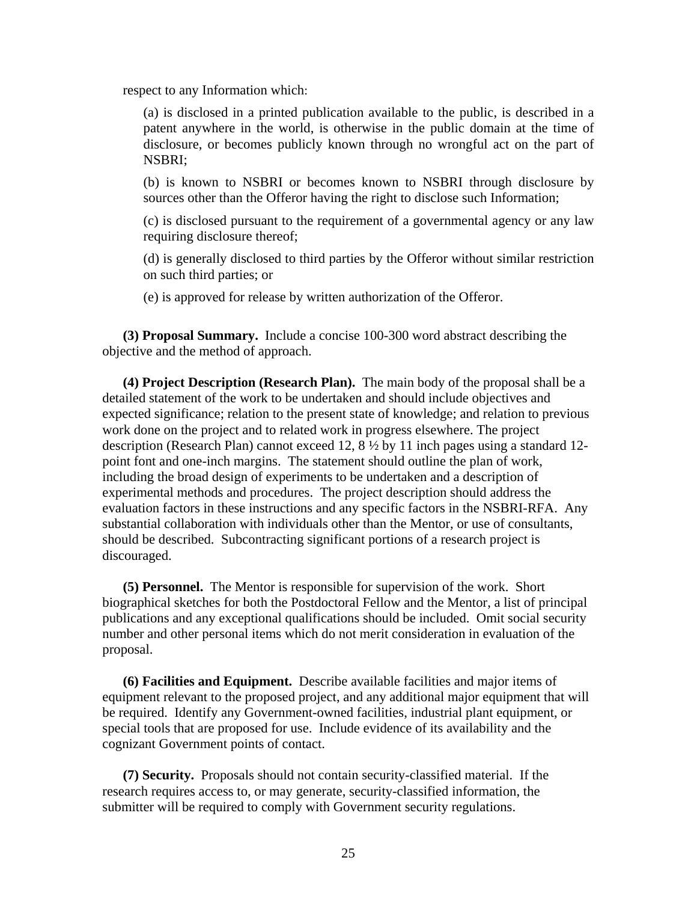respect to any Information which:

(a) is disclosed in a printed publication available to the public, is described in a patent anywhere in the world, is otherwise in the public domain at the time of disclosure, or becomes publicly known through no wrongful act on the part of NSBRI;

(b) is known to NSBRI or becomes known to NSBRI through disclosure by sources other than the Offeror having the right to disclose such Information;

(c) is disclosed pursuant to the requirement of a governmental agency or any law requiring disclosure thereof;

(d) is generally disclosed to third parties by the Offeror without similar restriction on such third parties; or

(e) is approved for release by written authorization of the Offeror.

**(3) Proposal Summary.** Include a concise 100-300 word abstract describing the objective and the method of approach.

**(4) Project Description (Research Plan).** The main body of the proposal shall be a detailed statement of the work to be undertaken and should include objectives and expected significance; relation to the present state of knowledge; and relation to previous work done on the project and to related work in progress elsewhere. The project description (Research Plan) cannot exceed 12, 8 ½ by 11 inch pages using a standard 12-point font and one-inch margins. The statement should outline the plan of work, including the broad design of experiments to be undertaken and a description of experimental methods and procedures. The project description should address the evaluation factors in these instructions and any specific factors in the NSBRI-RFA. Any substantial collaboration with individuals other than the Mentor, or use of consultants, should be described. Subcontracting significant portions of a research project is discouraged.

**(5) Personnel.** The Mentor is responsible for supervision of the work. Short biographical sketches for both the Postdoctoral Fellow and the Mentor, a list of principal publications and any exceptional qualifications should be included. Omit social security number and other personal items which do not merit consideration in evaluation of the proposal.

**(6) Facilities and Equipment.** Describe available facilities and major items of equipment relevant to the proposed project, and any additional major equipment that will be required. Identify any Government-owned facilities, industrial plant equipment, or special tools that are proposed for use. Include evidence of its availability and the cognizant Government points of contact.

**(7) Security.** Proposals should not contain security-classified material. If the research requires access to, or may generate, security-classified information, the submitter will be required to comply with Government security regulations.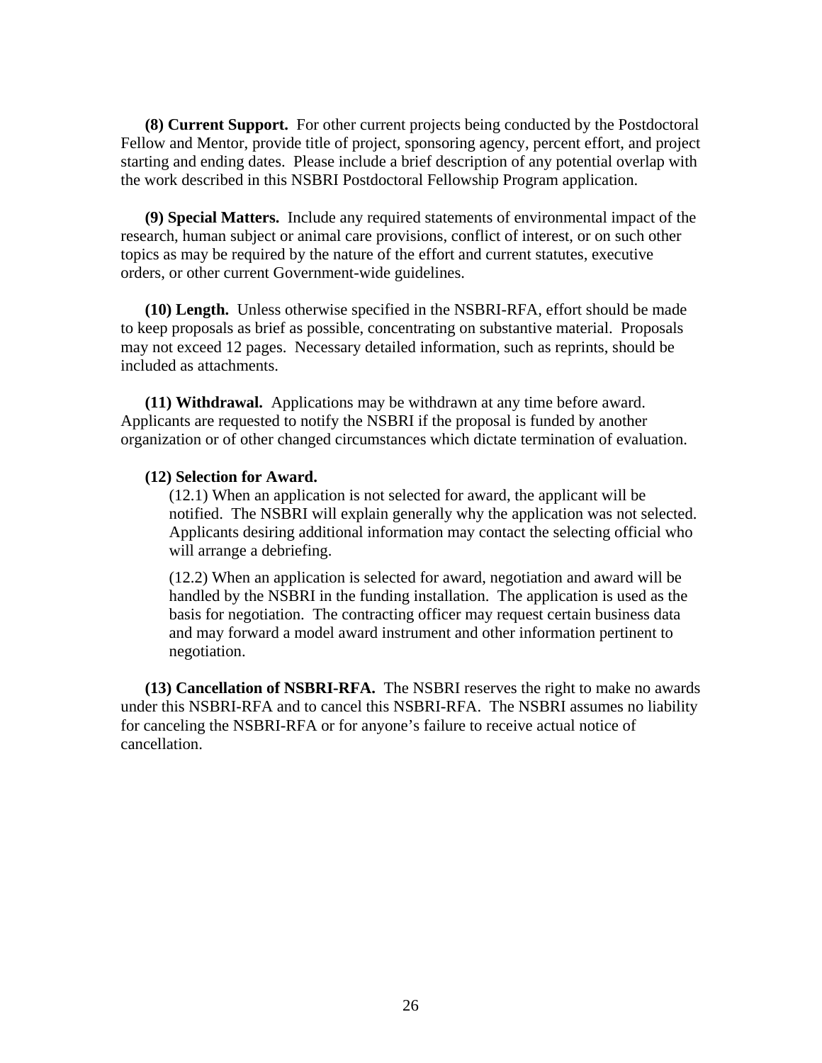**(8) Current Support.** For other current projects being conducted by the Postdoctoral Fellow and Mentor, provide title of project, sponsoring agency, percent effort, and project starting and ending dates. Please include a brief description of any potential overlap with the work described in this NSBRI Postdoctoral Fellowship Program application.

**(9) Special Matters.** Include any required statements of environmental impact of the research, human subject or animal care provisions, conflict of interest, or on such other topics as may be required by the nature of the effort and current statutes, executive orders, or other current Government-wide guidelines.

**(10) Length.** Unless otherwise specified in the NSBRI-RFA, effort should be made to keep proposals as brief as possible, concentrating on substantive material. Proposals may not exceed 12 pages. Necessary detailed information, such as reprints, should be included as attachments.

**(11) Withdrawal.** Applications may be withdrawn at any time before award. Applicants are requested to notify the NSBRI if the proposal is funded by another organization or of other changed circumstances which dictate termination of evaluation.

**(12) Selection for Award.**

(12.1) When an application is not selected for award, the applicant will be notified. The NSBRI will explain generally why the application was not selected. Applicants desiring additional information may contact the selecting official who will arrange a debriefing.

(12.2) When an application is selected for award, negotiation and award will be handled by the NSBRI in the funding installation. The application is used as the basis for negotiation. The contracting officer may request certain business data and may forward a model award instrument and other information pertinent to negotiation.

**(13) Cancellation of NSBRI-RFA.** The NSBRI reserves the right to make no awards under this NSBRI-RFA and to cancel this NSBRI-RFA. The NSBRI assumes no liability for canceling the NSBRI-RFA or for anyone's failure to receive actual notice of cancellation.